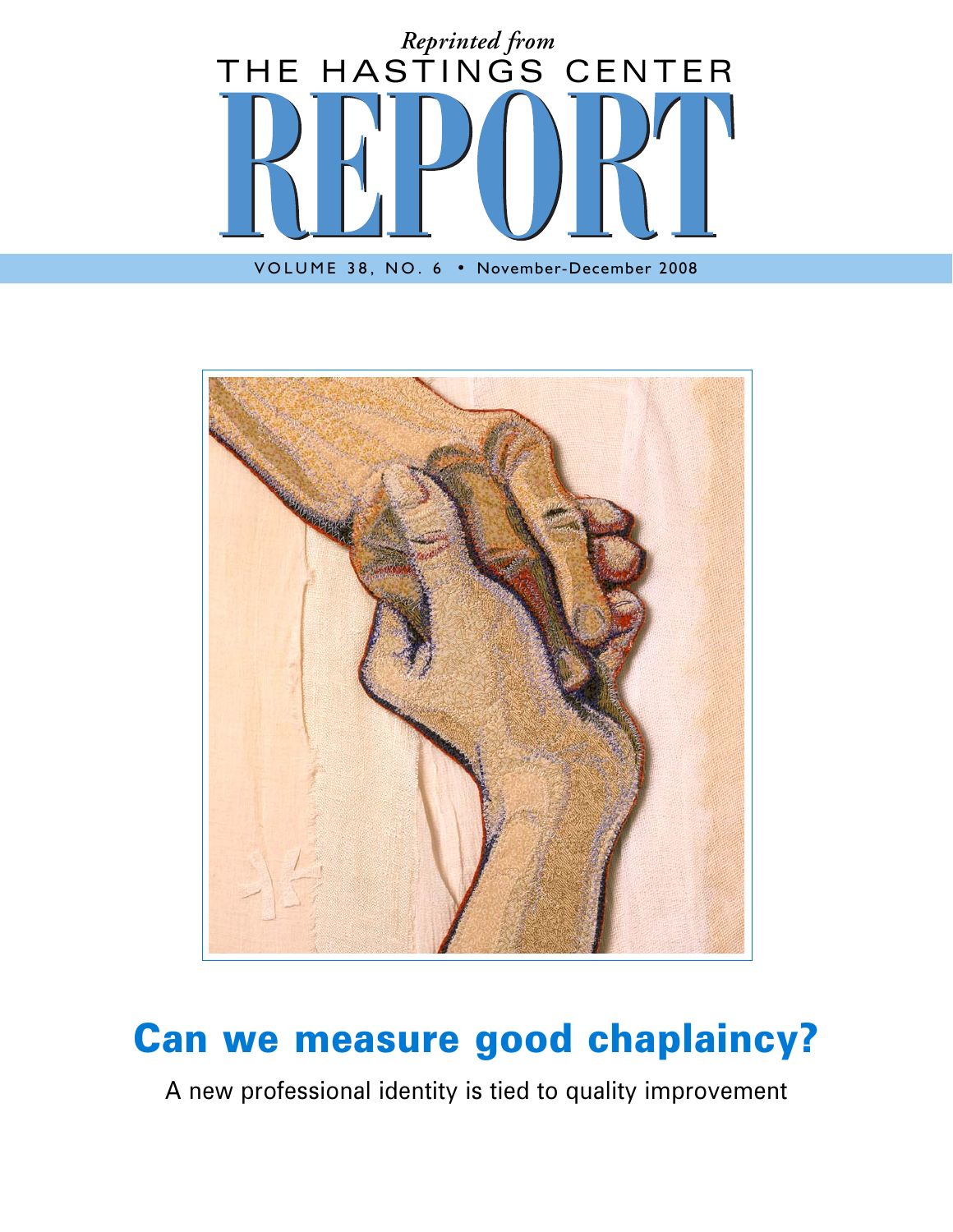*Reprinted from*

# THE HASTINGS CENTER REPORT

VOLUME 38, NO. 6 • November-December 2008

## Can we measure good chaplaincy?

A new professional identity is tied to quality improvement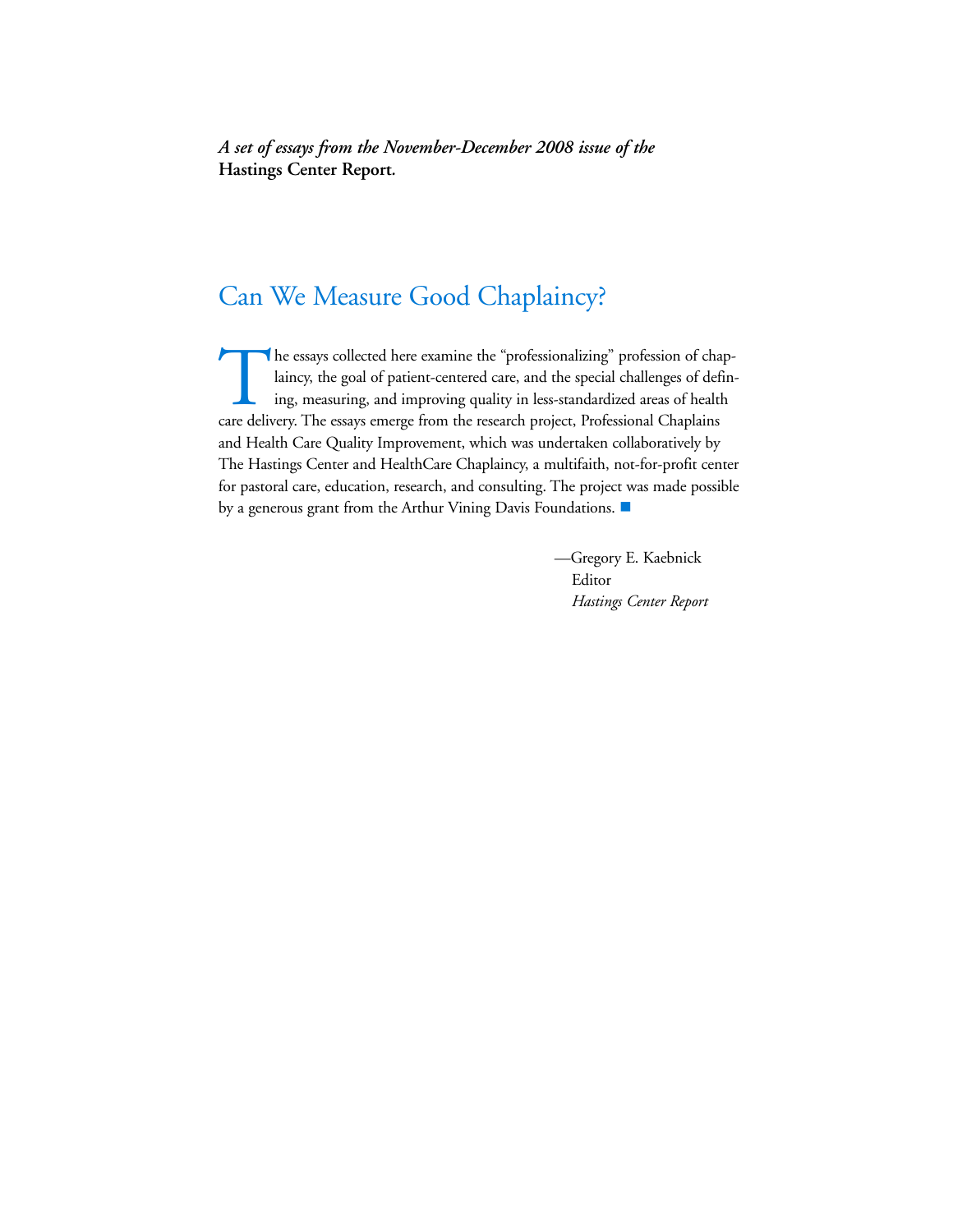***A set of essays from the November-December 2008 issue of the*** **Hastings Center Report.**

# Can We Measure Good Chaplaincy?

The essays collected here examine the "professionalizing" profession of chaplaincy, the goal of patient-centered care, and the special challenges of defining, measuring, and improving quality in less-standardized areas of health care delivery. The essays emerge from the research project, Professional Chaplains and Health Care Quality Improvement, which was undertaken collaboratively by The Hastings Center and HealthCare Chaplaincy, a multifaith, not-for-profit center for pastoral care, education, research, and consulting. The project was made possible by a generous grant from the Arthur Vining Davis Foundations. ■

—Gregory E. Kaebnick  
Editor  
*Hastings Center Report*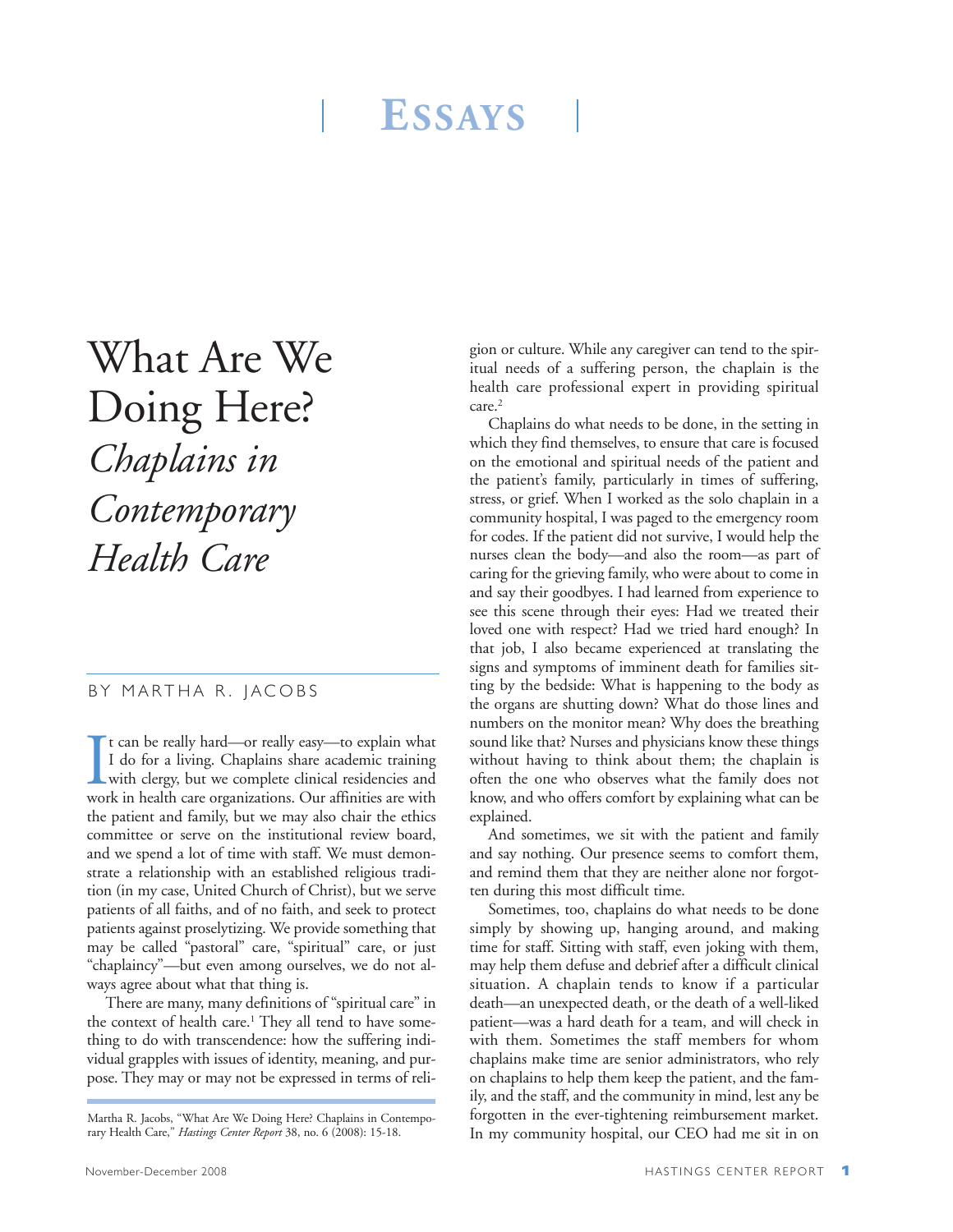# Essays

# What Are We Doing Here? *Chaplains in Contemporary Health Care*

BY MARTHA R. JACOBS

It can be really hard—or really easy—to explain what I do for a living. Chaplains share academic training with clergy, but we complete clinical residencies and work in health care organizations. Our affinities are with the patient and family, but we may also chair the ethics committee or serve on the institutional review board, and we spend a lot of time with staff. We must demonstrate a relationship with an established religious tradition (in my case, United Church of Christ), but we serve patients of all faiths, and of no faith, and seek to protect patients against proselytizing. We provide something that may be called "pastoral" care, "spiritual" care, or just "chaplaincy"—but even among ourselves, we do not always agree about what that thing is.

There are many, many definitions of "spiritual care" in the context of health care.[1] They all tend to have something to do with transcendence: how the suffering individual grapples with issues of identity, meaning, and purpose. They may or may not be expressed in terms of religion or culture. While any caregiver can tend to the spiritual needs of a suffering person, the chaplain is the health care professional expert in providing spiritual care.[2]

Chaplains do what needs to be done, in the setting in which they find themselves, to ensure that care is focused on the emotional and spiritual needs of the patient and the patient's family, particularly in times of suffering, stress, or grief. When I worked as the solo chaplain in a community hospital, I was paged to the emergency room for codes. If the patient did not survive, I would help the nurses clean the body—and also the room—as part of caring for the grieving family, who were about to come in and say their goodbyes. I had learned from experience to see this scene through their eyes: Had we treated their loved one with respect? Had we tried hard enough? In that job, I also became experienced at translating the signs and symptoms of imminent death for families sitting by the bedside: What is happening to the body as the organs are shutting down? What do those lines and numbers on the monitor mean? Why does the breathing sound like that? Nurses and physicians know these things without having to think about them; the chaplain is often the one who observes what the family does not know, and who offers comfort by explaining what can be explained.

And sometimes, we sit with the patient and family and say nothing. Our presence seems to comfort them, and remind them that they are neither alone nor forgotten during this most difficult time.

Sometimes, too, chaplains do what needs to be done simply by showing up, hanging around, and making time for staff. Sitting with staff, even joking with them, may help them defuse and debrief after a difficult clinical situation. A chaplain tends to know if a particular death—an unexpected death, or the death of a well-liked patient—was a hard death for a team, and will check in with them. Sometimes the staff members for whom chaplains make time are senior administrators, who rely on chaplains to help them keep the patient, and the family, and the staff, and the community in mind, lest any be forgotten in the ever-tightening reimbursement market. In my community hospital, our CEO had me sit in on

Martha R. Jacobs, "What Are We Doing Here? Chaplains in Contemporary Health Care," *Hastings Center Report* 38, no. 6 (2008): 15-18.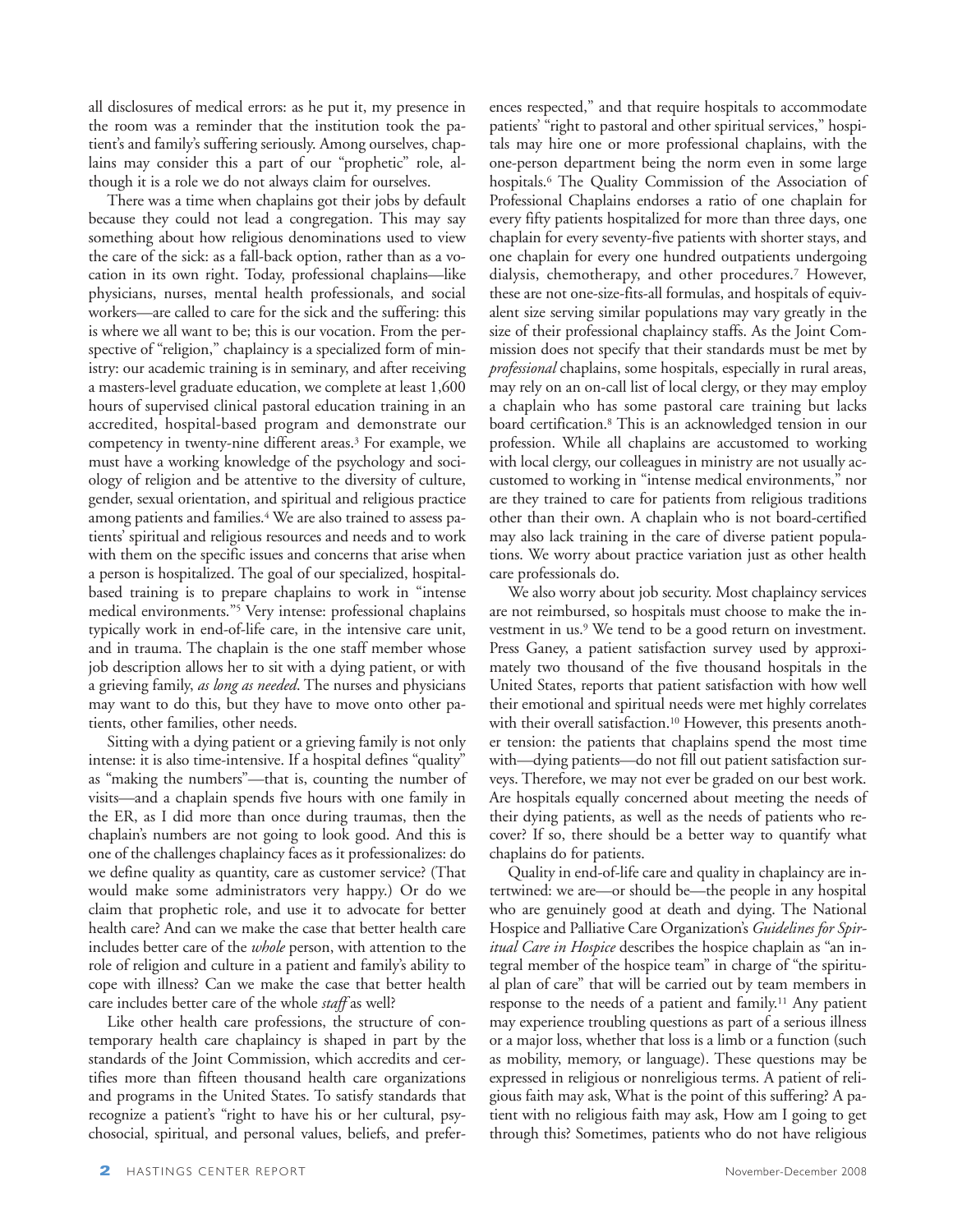all disclosures of medical errors: as he put it, my presence in the room was a reminder that the institution took the patient's and family's suffering seriously. Among ourselves, chaplains may consider this a part of our "prophetic" role, although it is a role we do not always claim for ourselves.

There was a time when chaplains got their jobs by default because they could not lead a congregation. This may say something about how religious denominations used to view the care of the sick: as a fall-back option, rather than as a vocation in its own right. Today, professional chaplains—like physicians, nurses, mental health professionals, and social workers—are called to care for the sick and the suffering: this is where we all want to be; this is our vocation. From the perspective of "religion," chaplaincy is a specialized form of ministry: our academic training is in seminary, and after receiving a masters-level graduate education, we complete at least 1,600 hours of supervised clinical pastoral education training in an accredited, hospital-based program and demonstrate our competency in twenty-nine different areas.[3] For example, we must have a working knowledge of the psychology and sociology of religion and be attentive to the diversity of culture, gender, sexual orientation, and spiritual and religious practice among patients and families.[4] We are also trained to assess patients' spiritual and religious resources and needs and to work with them on the specific issues and concerns that arise when a person is hospitalized. The goal of our specialized, hospital-based training is to prepare chaplains to work in "intense medical environments."[5] Very intense: professional chaplains typically work in end-of-life care, in the intensive care unit, and in trauma. The chaplain is the one staff member whose job description allows her to sit with a dying patient, or with a grieving family, *as long as needed*. The nurses and physicians may want to do this, but they have to move onto other patients, other families, other needs.

Sitting with a dying patient or a grieving family is not only intense: it is also time-intensive. If a hospital defines "quality" as "making the numbers"—that is, counting the number of visits—and a chaplain spends five hours with one family in the ER, as I did more than once during traumas, then the chaplain's numbers are not going to look good. And this is one of the challenges chaplaincy faces as it professionalizes: do we define quality as quantity, care as customer service? (That would make some administrators very happy.) Or do we claim that prophetic role, and use it to advocate for better health care? And can we make the case that better health care includes better care of the *whole* person, with attention to the role of religion and culture in a patient and family's ability to cope with illness? Can we make the case that better health care includes better care of the whole *staff* as well?

Like other health care professions, the structure of contemporary health care chaplaincy is shaped in part by the standards of the Joint Commission, which accredits and certifies more than fifteen thousand health care organizations and programs in the United States. To satisfy standards that recognize a patient's "right to have his or her cultural, psychosocial, spiritual, and personal values, beliefs, and preferences respected," and that require hospitals to accommodate patients' "right to pastoral and other spiritual services," hospitals may hire one or more professional chaplains, with the one-person department being the norm even in some large hospitals.[6] The Quality Commission of the Association of Professional Chaplains endorses a ratio of one chaplain for every fifty patients hospitalized for more than three days, one chaplain for every seventy-five patients with shorter stays, and one chaplain for every one hundred outpatients undergoing dialysis, chemotherapy, and other procedures.[7] However, these are not one-size-fits-all formulas, and hospitals of equivalent size serving similar populations may vary greatly in the size of their professional chaplaincy staffs. As the Joint Commission does not specify that their standards must be met by *professional* chaplains, some hospitals, especially in rural areas, may rely on an on-call list of local clergy, or they may employ a chaplain who has some pastoral care training but lacks board certification.[8] This is an acknowledged tension in our profession. While all chaplains are accustomed to working with local clergy, our colleagues in ministry are not usually accustomed to working in "intense medical environments," nor are they trained to care for patients from religious traditions other than their own. A chaplain who is not board-certified may also lack training in the care of diverse patient populations. We worry about practice variation just as other health care professionals do.

We also worry about job security. Most chaplaincy services are not reimbursed, so hospitals must choose to make the investment in us.[9] We tend to be a good return on investment. Press Ganey, a patient satisfaction survey used by approximately two thousand of the five thousand hospitals in the United States, reports that patient satisfaction with how well their emotional and spiritual needs were met highly correlates with their overall satisfaction.[10] However, this presents another tension: the patients that chaplains spend the most time with—dying patients—do not fill out patient satisfaction surveys. Therefore, we may not ever be graded on our best work. Are hospitals equally concerned about meeting the needs of their dying patients, as well as the needs of patients who recover? If so, there should be a better way to quantify what chaplains do for patients.

Quality in end-of-life care and quality in chaplaincy are intertwined: we are—or should be—the people in any hospital who are genuinely good at death and dying. The National Hospice and Palliative Care Organization's *Guidelines for Spiritual Care in Hospice* describes the hospice chaplain as "an integral member of the hospice team" in charge of "the spiritual plan of care" that will be carried out by team members in response to the needs of a patient and family.[11] Any patient may experience troubling questions as part of a serious illness or a major loss, whether that loss is a limb or a function (such as mobility, memory, or language). These questions may be expressed in religious or nonreligious terms. A patient of religious faith may ask, What is the point of this suffering? A patient with no religious faith may ask, How am I going to get through this? Sometimes, patients who do not have religious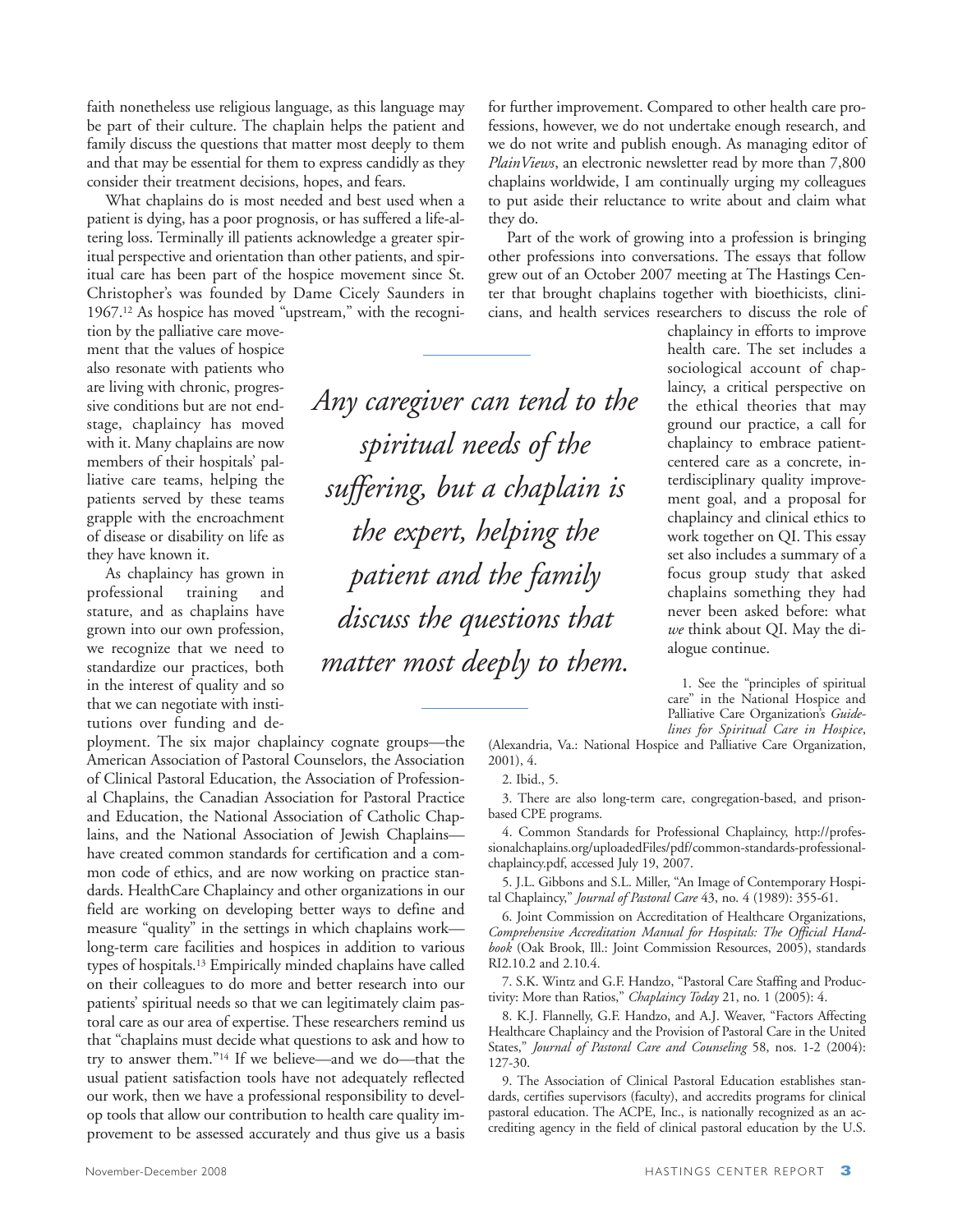faith nonetheless use religious language, as this language may be part of their culture. The chaplain helps the patient and family discuss the questions that matter most deeply to them and that may be essential for them to express candidly as they consider their treatment decisions, hopes, and fears.

What chaplains do is most needed and best used when a patient is dying, has a poor prognosis, or has suffered a life-altering loss. Terminally ill patients acknowledge a greater spiritual perspective and orientation than other patients, and spiritual care has been part of the hospice movement since St. Christopher's was founded by Dame Cicely Saunders in 1967.[12] As hospice has moved "upstream," with the recognition by the palliative care movement that the values of hospice also resonate with patients who are living with chronic, progressive conditions but are not end-stage, chaplaincy has moved with it. Many chaplains are now members of their hospitals' palliative care teams, helping the patients served by these teams grapple with the encroachment of disease or disability on life as they have known it.

*Any caregiver can tend to the spiritual needs of the suffering, but a chaplain is the expert, helping the patient and the family discuss the questions that matter most deeply to them.*

As chaplaincy has grown in professional training and stature, and as chaplains have grown into our own profession, we recognize that we need to standardize our practices, both in the interest of quality and so that we can negotiate with institutions over funding and deployment. The six major chaplaincy cognate groups—the American Association of Pastoral Counselors, the Association of Clinical Pastoral Education, the Association of Professional Chaplains, the Canadian Association for Pastoral Practice and Education, the National Association of Catholic Chaplains, and the National Association of Jewish Chaplains—have created common standards for certification and a common code of ethics, and are now working on practice standards. HealthCare Chaplaincy and other organizations in our field are working on developing better ways to define and measure "quality" in the settings in which chaplains work—long-term care facilities and hospices in addition to various types of hospitals.[13] Empirically minded chaplains have called on their colleagues to do more and better research into our patients' spiritual needs so that we can legitimately claim pastoral care as our area of expertise. These researchers remind us that "chaplains must decide what questions to ask and how to try to answer them."[14] If we believe—and we do—that the usual patient satisfaction tools have not adequately reflected our work, then we have a professional responsibility to develop tools that allow our contribution to health care quality improvement to be assessed accurately and thus give us a basis for further improvement. Compared to other health care professions, however, we do not undertake enough research, and we do not write and publish enough. As managing editor of *PlainViews*, an electronic newsletter read by more than 7,800 chaplains worldwide, I am continually urging my colleagues to put aside their reluctance to write about and claim what they do.

Part of the work of growing into a profession is bringing other professions into conversations. The essays that follow grew out of an October 2007 meeting at The Hastings Center that brought chaplains together with bioethicists, clinicians, and health services researchers to discuss the role of chaplaincy in efforts to improve health care. The set includes a sociological account of chaplaincy, a critical perspective on the ethical theories that may ground our practice, a call for chaplaincy to embrace patient-centered care as a concrete, interdisciplinary quality improvement goal, and a proposal for chaplaincy and clinical ethics to work together on QI. This essay set also includes a summary of a focus group study that asked chaplains something they had never been asked before: what *we* think about QI. May the dialogue continue.

1. See the "principles of spiritual care" in the National Hospice and Palliative Care Organization's *Guidelines for Spiritual Care in Hospice*, (Alexandria, Va.: National Hospice and Palliative Care Organization, 2001), 4.

2. Ibid., 5.

3. There are also long-term care, congregation-based, and prison-based CPE programs.

4. Common Standards for Professional Chaplaincy, http://professionalchaplains.org/uploadedFiles/pdf/common-standards-professional-chaplaincy.pdf, accessed July 19, 2007.

5. J.L. Gibbons and S.L. Miller, "An Image of Contemporary Hospital Chaplaincy," *Journal of Pastoral Care* 43, no. 4 (1989): 355-61.

6. Joint Commission on Accreditation of Healthcare Organizations, *Comprehensive Accreditation Manual for Hospitals: The Official Handbook* (Oak Brook, Ill.: Joint Commission Resources, 2005), standards RI2.10.2 and 2.10.4.

7. S.K. Wintz and G.F. Handzo, "Pastoral Care Staffing and Productivity: More than Ratios," *Chaplaincy Today* 21, no. 1 (2005): 4.

8. K.J. Flannelly, G.F. Handzo, and A.J. Weaver, "Factors Affecting Healthcare Chaplaincy and the Provision of Pastoral Care in the United States," *Journal of Pastoral Care and Counseling* 58, nos. 1-2 (2004): 127-30.

9. The Association of Clinical Pastoral Education establishes standards, certifies supervisors (faculty), and accredits programs for clinical pastoral education. The ACPE, Inc., is nationally recognized as an accrediting agency in the field of clinical pastoral education by the U.S.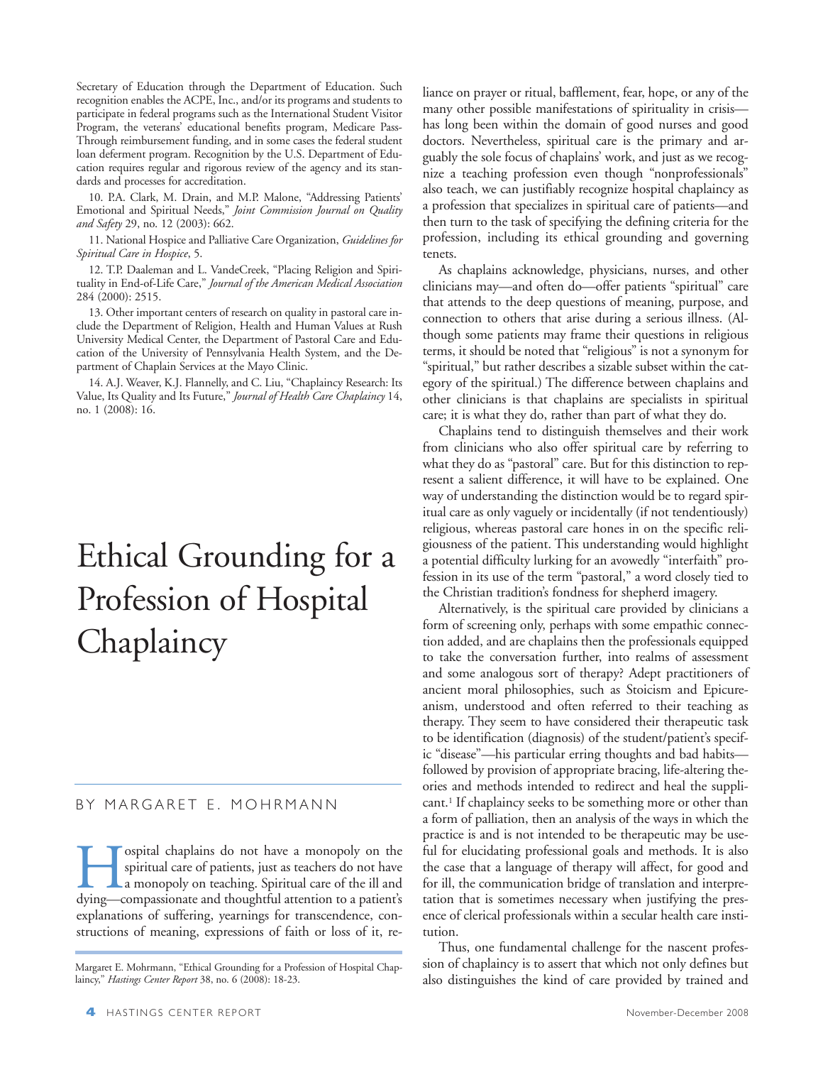Secretary of Education through the Department of Education. Such recognition enables the ACPE, Inc., and/or its programs and students to participate in federal programs such as the International Student Visitor Program, the veterans' educational benefits program, Medicare Pass-Through reimbursement funding, and in some cases the federal student loan deferment program. Recognition by the U.S. Department of Education requires regular and rigorous review of the agency and its standards and processes for accreditation.

10. P.A. Clark, M. Drain, and M.P. Malone, "Addressing Patients' Emotional and Spiritual Needs," *Joint Commission Journal on Quality and Safety* 29, no. 12 (2003): 662.

11. National Hospice and Palliative Care Organization, *Guidelines for Spiritual Care in Hospice*, 5.

12. T.P. Daaleman and L. VandeCreek, "Placing Religion and Spirituality in End-of-Life Care," *Journal of the American Medical Association* 284 (2000): 2515.

13. Other important centers of research on quality in pastoral care include the Department of Religion, Health and Human Values at Rush University Medical Center, the Department of Pastoral Care and Education of the University of Pennsylvania Health System, and the Department of Chaplain Services at the Mayo Clinic.

14. A.J. Weaver, K.J. Flannelly, and C. Liu, "Chaplaincy Research: Its Value, Its Quality and Its Future," *Journal of Health Care Chaplaincy* 14, no. 1 (2008): 16.

# Ethical Grounding for a Profession of Hospital Chaplaincy

BY MARGARET E. MOHRMANN

Hospital chaplains do not have a monopoly on the spiritual care of patients, just as teachers do not have a monopoly on teaching. Spiritual care of the ill and dying—compassionate and thoughtful attention to a patient's explanations of suffering, yearnings for transcendence, constructions of meaning, expressions of faith or loss of it, reliance on prayer or ritual, bafflement, fear, hope, or any of the many other possible manifestations of spirituality in crisis—has long been within the domain of good nurses and good doctors. Nevertheless, spiritual care is the primary and arguably the sole focus of chaplains' work, and just as we recognize a teaching profession even though "nonprofessionals" also teach, we can justifiably recognize hospital chaplaincy as a profession that specializes in spiritual care of patients—and then turn to the task of specifying the defining criteria for the profession, including its ethical grounding and governing tenets.

As chaplains acknowledge, physicians, nurses, and other clinicians may—and often do—offer patients "spiritual" care that attends to the deep questions of meaning, purpose, and connection to others that arise during a serious illness. (Although some patients may frame their questions in religious terms, it should be noted that "religious" is not a synonym for "spiritual," but rather describes a sizable subset within the category of the spiritual.) The difference between chaplains and other clinicians is that chaplains are specialists in spiritual care; it is what they do, rather than part of what they do.

Chaplains tend to distinguish themselves and their work from clinicians who also offer spiritual care by referring to what they do as "pastoral" care. But for this distinction to represent a salient difference, it will have to be explained. One way of understanding the distinction would be to regard spiritual care as only vaguely or incidentally (if not tendentiously) religious, whereas pastoral care hones in on the specific religiousness of the patient. This understanding would highlight a potential difficulty lurking for an avowedly "interfaith" profession in its use of the term "pastoral," a word closely tied to the Christian tradition's fondness for shepherd imagery.

Alternatively, is the spiritual care provided by clinicians a form of screening only, perhaps with some empathic connection added, and are chaplains then the professionals equipped to take the conversation further, into realms of assessment and some analogous sort of therapy? Adept practitioners of ancient moral philosophies, such as Stoicism and Epicureanism, understood and often referred to their teaching as therapy. They seem to have considered their therapeutic task to be identification (diagnosis) of the student/patient's specific "disease"—his particular erring thoughts and bad habits—followed by provision of appropriate bracing, life-altering theories and methods intended to redirect and heal the supplicant.[1] If chaplaincy seeks to be something more or other than a form of palliation, then an analysis of the ways in which the practice is and is not intended to be therapeutic may be useful for elucidating professional goals and methods. It is also the case that a language of therapy will affect, for good and for ill, the communication bridge of translation and interpretation that is sometimes necessary when justifying the presence of clerical professionals within a secular health care institution.

Thus, one fundamental challenge for the nascent profession of chaplaincy is to assert that which not only defines but also distinguishes the kind of care provided by trained and

Margaret E. Mohrmann, "Ethical Grounding for a Profession of Hospital Chaplaincy," *Hastings Center Report* 38, no. 6 (2008): 18-23.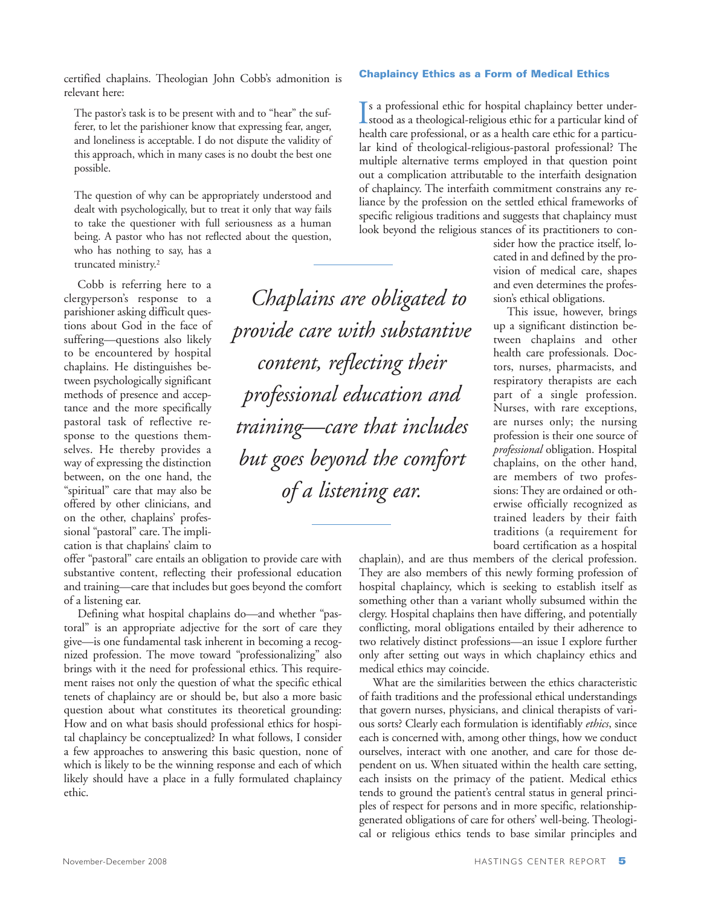certified chaplains. Theologian John Cobb's admonition is relevant here:

> The pastor's task is to be present with and to "hear" the sufferer, to let the parishioner know that expressing fear, anger, and loneliness is acceptable. I do not dispute the validity of this approach, which in many cases is no doubt the best one possible.
>
> The question of why can be appropriately understood and dealt with psychologically, but to treat it only that way fails to take the questioner with full seriousness as a human being. A pastor who has not reflected about the question, who has nothing to say, has a truncated ministry.[2]

Cobb is referring here to a clergyperson's response to a parishioner asking difficult questions about God in the face of suffering—questions also likely to be encountered by hospital chaplains. He distinguishes between psychologically significant methods of presence and acceptance and the more specifically pastoral task of reflective response to the questions themselves. He thereby provides a way of expressing the distinction between, on the one hand, the "spiritual" care that may also be offered by other clinicians, and on the other, chaplains' professional "pastoral" care. The implication is that chaplains' claim to offer "pastoral" care entails an obligation to provide care with substantive content, reflecting their professional education and training—care that includes but goes beyond the comfort of a listening ear.

Defining what hospital chaplains do—and whether "pastoral" is an appropriate adjective for the sort of care they give—is one fundamental task inherent in becoming a recognized profession. The move toward "professionalizing" also brings with it the need for professional ethics. This requirement raises not only the question of what the specific ethical tenets of chaplaincy are or should be, but also a more basic question about what constitutes its theoretical grounding: How and on what basis should professional ethics for hospital chaplaincy be conceptualized? In what follows, I consider a few approaches to answering this basic question, none of which is likely to be the winning response and each of which likely should have a place in a fully formulated chaplaincy ethic.

*Chaplains are obligated to provide care with substantive content, reflecting their professional education and training—care that includes but goes beyond the comfort of a listening ear.*

### Chaplaincy Ethics as a Form of Medical Ethics

Is a professional ethic for hospital chaplaincy better understood as a theological-religious ethic for a particular kind of health care professional, or as a health care ethic for a particular kind of theological-religious-pastoral professional? The multiple alternative terms employed in that question point out a complication attributable to the interfaith designation of chaplaincy. The interfaith commitment constrains any reliance by the profession on the settled ethical frameworks of specific religious traditions and suggests that chaplaincy must look beyond the religious stances of its practitioners to consider how the practice itself, located in and defined by the provision of medical care, shapes and even determines the profession's ethical obligations.

This issue, however, brings up a significant distinction between chaplains and other health care professionals. Doctors, nurses, pharmacists, and respiratory therapists are each part of a single profession. Nurses, with rare exceptions, are nurses only; the nursing profession is their one source of *professional* obligation. Hospital chaplains, on the other hand, are members of two professions: They are ordained or otherwise officially recognized as trained leaders by their faith traditions (a requirement for board certification as a hospital chaplain), and are thus members of the clerical profession. They are also members of this newly forming profession of hospital chaplaincy, which is seeking to establish itself as something other than a variant wholly subsumed within the clergy. Hospital chaplains then have differing, and potentially conflicting, moral obligations entailed by their adherence to two relatively distinct professions—an issue I explore further only after setting out ways in which chaplaincy ethics and medical ethics may coincide.

What are the similarities between the ethics characteristic of faith traditions and the professional ethical understandings that govern nurses, physicians, and clinical therapists of various sorts? Clearly each formulation is identifiably *ethics*, since each is concerned with, among other things, how we conduct ourselves, interact with one another, and care for those dependent on us. When situated within the health care setting, each insists on the primacy of the patient. Medical ethics tends to ground the patient's central status in general principles of respect for persons and in more specific, relationship-generated obligations of care for others' well-being. Theological or religious ethics tends to base similar principles and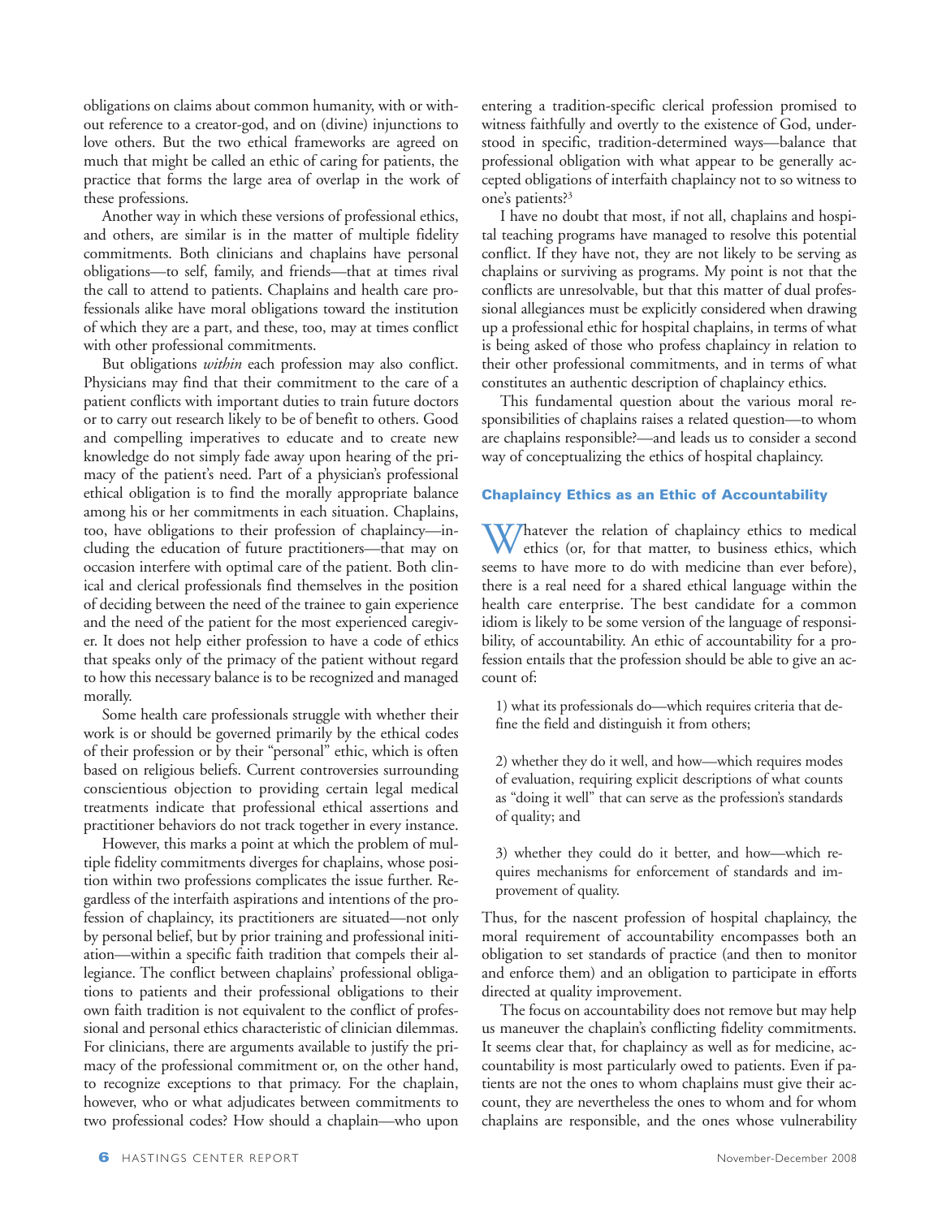obligations on claims about common humanity, with or without reference to a creator-god, and on (divine) injunctions to love others. But the two ethical frameworks are agreed on much that might be called an ethic of caring for patients, the practice that forms the large area of overlap in the work of these professions.

Another way in which these versions of professional ethics, and others, are similar is in the matter of multiple fidelity commitments. Both clinicians and chaplains have personal obligations—to self, family, and friends—that at times rival the call to attend to patients. Chaplains and health care professionals alike have moral obligations toward the institution of which they are a part, and these, too, may at times conflict with other professional commitments.

But obligations *within* each profession may also conflict. Physicians may find that their commitment to the care of a patient conflicts with important duties to train future doctors or to carry out research likely to be of benefit to others. Good and compelling imperatives to educate and to create new knowledge do not simply fade away upon hearing of the primacy of the patient's need. Part of a physician's professional ethical obligation is to find the morally appropriate balance among his or her commitments in each situation. Chaplains, too, have obligations to their profession of chaplaincy—including the education of future practitioners—that may on occasion interfere with optimal care of the patient. Both clinical and clerical professionals find themselves in the position of deciding between the need of the trainee to gain experience and the need of the patient for the most experienced caregiver. It does not help either profession to have a code of ethics that speaks only of the primacy of the patient without regard to how this necessary balance is to be recognized and managed morally.

Some health care professionals struggle with whether their work is or should be governed primarily by the ethical codes of their profession or by their "personal" ethic, which is often based on religious beliefs. Current controversies surrounding conscientious objection to providing certain legal medical treatments indicate that professional ethical assertions and practitioner behaviors do not track together in every instance.

However, this marks a point at which the problem of multiple fidelity commitments diverges for chaplains, whose position within two professions complicates the issue further. Regardless of the interfaith aspirations and intentions of the profession of chaplaincy, its practitioners are situated—not only by personal belief, but by prior training and professional initiation—within a specific faith tradition that compels their allegiance. The conflict between chaplains' professional obligations to patients and their professional obligations to their own faith tradition is not equivalent to the conflict of professional and personal ethics characteristic of clinician dilemmas. For clinicians, there are arguments available to justify the primacy of the professional commitment or, on the other hand, to recognize exceptions to that primacy. For the chaplain, however, who or what adjudicates between commitments to two professional codes? How should a chaplain—who upon entering a tradition-specific clerical profession promised to witness faithfully and overtly to the existence of God, understood in specific, tradition-determined ways—balance that professional obligation with what appear to be generally accepted obligations of interfaith chaplaincy not to so witness to one's patients?[3]

I have no doubt that most, if not all, chaplains and hospital teaching programs have managed to resolve this potential conflict. If they have not, they are not likely to be serving as chaplains or surviving as programs. My point is not that the conflicts are unresolvable, but that this matter of dual professional allegiances must be explicitly considered when drawing up a professional ethic for hospital chaplains, in terms of what is being asked of those who profess chaplaincy in relation to their other professional commitments, and in terms of what constitutes an authentic description of chaplaincy ethics.

This fundamental question about the various moral responsibilities of chaplains raises a related question—to whom are chaplains responsible?—and leads us to consider a second way of conceptualizing the ethics of hospital chaplaincy.

## Chaplaincy Ethics as an Ethic of Accountability

Whatever the relation of chaplaincy ethics to medical ethics (or, for that matter, to business ethics, which seems to have more to do with medicine than ever before), there is a real need for a shared ethical language within the health care enterprise. The best candidate for a common idiom is likely to be some version of the language of responsibility, of accountability. An ethic of accountability for a profession entails that the profession should be able to give an account of:

1) what its professionals do—which requires criteria that define the field and distinguish it from others;

2) whether they do it well, and how—which requires modes of evaluation, requiring explicit descriptions of what counts as "doing it well" that can serve as the profession's standards of quality; and

3) whether they could do it better, and how—which requires mechanisms for enforcement of standards and improvement of quality.

Thus, for the nascent profession of hospital chaplaincy, the moral requirement of accountability encompasses both an obligation to set standards of practice (and then to monitor and enforce them) and an obligation to participate in efforts directed at quality improvement.

The focus on accountability does not remove but may help us maneuver the chaplain's conflicting fidelity commitments. It seems clear that, for chaplaincy as well as for medicine, accountability is most particularly owed to patients. Even if patients are not the ones to whom chaplains must give their account, they are nevertheless the ones to whom and for whom chaplains are responsible, and the ones whose vulnerability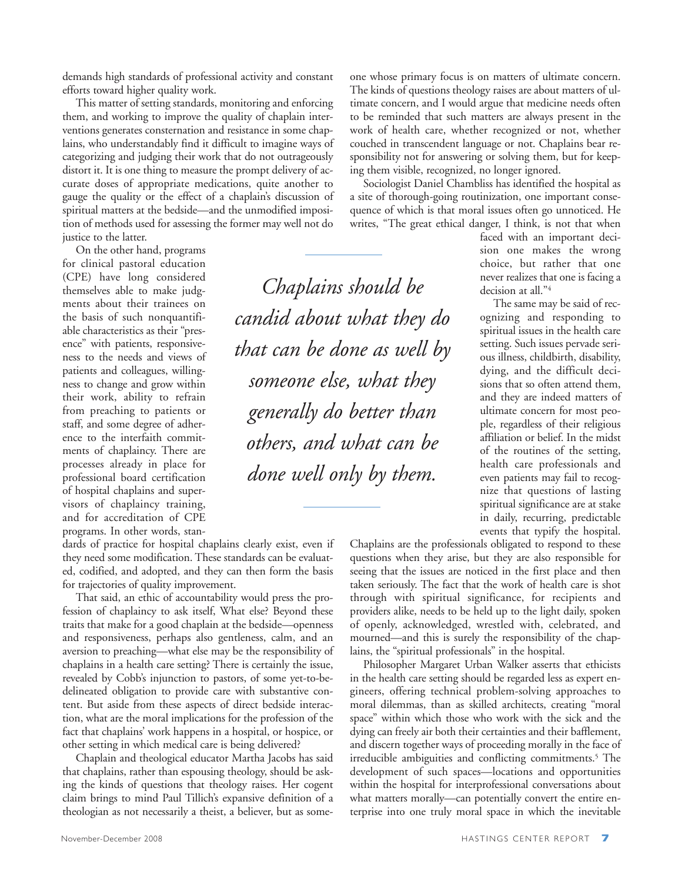demands high standards of professional activity and constant efforts toward higher quality work.

This matter of setting standards, monitoring and enforcing them, and working to improve the quality of chaplain interventions generates consternation and resistance in some chaplains, who understandably find it difficult to imagine ways of categorizing and judging their work that do not outrageously distort it. It is one thing to measure the prompt delivery of accurate doses of appropriate medications, quite another to gauge the quality or the effect of a chaplain's discussion of spiritual matters at the bedside—and the unmodified imposition of methods used for assessing the former may well not do justice to the latter.

On the other hand, programs for clinical pastoral education (CPE) have long considered themselves able to make judgments about their trainees on the basis of such nonquantifiable characteristics as their "presence" with patients, responsiveness to the needs and views of patients and colleagues, willingness to change and grow within their work, ability to refrain from preaching to patients or staff, and some degree of adherence to the interfaith commitments of chaplaincy. There are processes already in place for professional board certification of hospital chaplains and supervisors of chaplaincy training, and for accreditation of CPE programs. In other words, standards of practice for hospital chaplains clearly exist, even if they need some modification. These standards can be evaluated, codified, and adopted, and they can then form the basis for trajectories of quality improvement.

> *Chaplains should be candid about what they do that can be done as well by someone else, what they generally do better than others, and what can be done well only by them.*

That said, an ethic of accountability would press the profession of chaplaincy to ask itself, What else? Beyond these traits that make for a good chaplain at the bedside—openness and responsiveness, perhaps also gentleness, calm, and an aversion to preaching—what else may be the responsibility of chaplains in a health care setting? There is certainly the issue, revealed by Cobb's injunction to pastors, of some yet-to-be-delineated obligation to provide care with substantive content. But aside from these aspects of direct bedside interaction, what are the moral implications for the profession of the fact that chaplains' work happens in a hospital, or hospice, or other setting in which medical care is being delivered?

Chaplain and theological educator Martha Jacobs has said that chaplains, rather than espousing theology, should be asking the kinds of questions that theology raises. Her cogent claim brings to mind Paul Tillich's expansive definition of a theologian as not necessarily a theist, a believer, but as someone whose primary focus is on matters of ultimate concern. The kinds of questions theology raises are about matters of ultimate concern, and I would argue that medicine needs often to be reminded that such matters are always present in the work of health care, whether recognized or not, whether couched in transcendent language or not. Chaplains bear responsibility not for answering or solving them, but for keeping them visible, recognized, no longer ignored.

Sociologist Daniel Chambliss has identified the hospital as a site of thorough-going routinization, one important consequence of which is that moral issues often go unnoticed. He writes, "The great ethical danger, I think, is not that when faced with an important decision one makes the wrong choice, but rather that one never realizes that one is facing a decision at all."[4]

The same may be said of recognizing and responding to spiritual issues in the health care setting. Such issues pervade serious illness, childbirth, disability, dying, and the difficult decisions that so often attend them, and they are indeed matters of ultimate concern for most people, regardless of their religious affiliation or belief. In the midst of the routines of the setting, health care professionals and even patients may fail to recognize that questions of lasting spiritual significance are at stake in daily, recurring, predictable events that typify the hospital. Chaplains are the professionals obligated to respond to these questions when they arise, but they are also responsible for seeing that the issues are noticed in the first place and then taken seriously. The fact that the work of health care is shot through with spiritual significance, for recipients and providers alike, needs to be held up to the light daily, spoken of openly, acknowledged, wrestled with, celebrated, and mourned—and this is surely the responsibility of the chaplains, the "spiritual professionals" in the hospital.

Philosopher Margaret Urban Walker asserts that ethicists in the health care setting should be regarded less as expert engineers, offering technical problem-solving approaches to moral dilemmas, than as skilled architects, creating "moral space" within which those who work with the sick and the dying can freely air both their certainties and their bafflement, and discern together ways of proceeding morally in the face of irreducible ambiguities and conflicting commitments.[5] The development of such spaces—locations and opportunities within the hospital for interprofessional conversations about what matters morally—can potentially convert the entire enterprise into one truly moral space in which the inevitable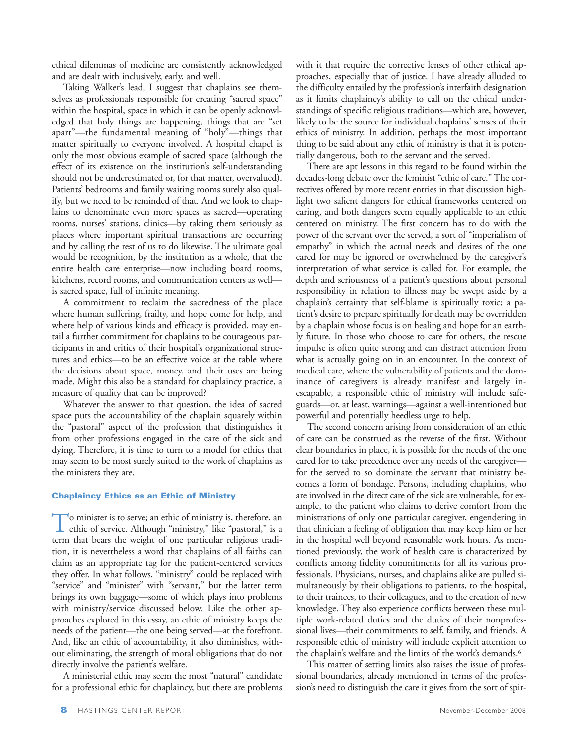ethical dilemmas of medicine are consistently acknowledged and are dealt with inclusively, early, and well.

Taking Walker's lead, I suggest that chaplains see themselves as professionals responsible for creating "sacred space" within the hospital, space in which it can be openly acknowledged that holy things are happening, things that are "set apart"—the fundamental meaning of "holy"—things that matter spiritually to everyone involved. A hospital chapel is only the most obvious example of sacred space (although the effect of its existence on the institution's self-understanding should not be underestimated or, for that matter, overvalued). Patients' bedrooms and family waiting rooms surely also qualify, but we need to be reminded of that. And we look to chaplains to denominate even more spaces as sacred—operating rooms, nurses' stations, clinics—by taking them seriously as places where important spiritual transactions are occurring and by calling the rest of us to do likewise. The ultimate goal would be recognition, by the institution as a whole, that the entire health care enterprise—now including board rooms, kitchens, record rooms, and communication centers as well—is sacred space, full of infinite meaning.

A commitment to reclaim the sacredness of the place where human suffering, frailty, and hope come for help, and where help of various kinds and efficacy is provided, may entail a further commitment for chaplains to be courageous participants in and critics of their hospital's organizational structures and ethics—to be an effective voice at the table where the decisions about space, money, and their uses are being made. Might this also be a standard for chaplaincy practice, a measure of quality that can be improved?

Whatever the answer to that question, the idea of sacred space puts the accountability of the chaplain squarely within the "pastoral" aspect of the profession that distinguishes it from other professions engaged in the care of the sick and dying. Therefore, it is time to turn to a model for ethics that may seem to be most surely suited to the work of chaplains as the ministers they are.

### Chaplaincy Ethics as an Ethic of Ministry

To minister is to serve; an ethic of ministry is, therefore, an ethic of service. Although "ministry," like "pastoral," is a term that bears the weight of one particular religious tradition, it is nevertheless a word that chaplains of all faiths can claim as an appropriate tag for the patient-centered services they offer. In what follows, "ministry" could be replaced with "service" and "minister" with "servant," but the latter term brings its own baggage—some of which plays into problems with ministry/service discussed below. Like the other approaches explored in this essay, an ethic of ministry keeps the needs of the patient—the one being served—at the forefront. And, like an ethic of accountability, it also diminishes, without eliminating, the strength of moral obligations that do not directly involve the patient's welfare.

A ministerial ethic may seem the most "natural" candidate for a professional ethic for chaplaincy, but there are problems with it that require the corrective lenses of other ethical approaches, especially that of justice. I have already alluded to the difficulty entailed by the profession's interfaith designation as it limits chaplaincy's ability to call on the ethical understandings of specific religious traditions—which are, however, likely to be the source for individual chaplains' senses of their ethics of ministry. In addition, perhaps the most important thing to be said about any ethic of ministry is that it is potentially dangerous, both to the servant and the served.

There are apt lessons in this regard to be found within the decades-long debate over the feminist "ethic of care." The correctives offered by more recent entries in that discussion highlight two salient dangers for ethical frameworks centered on caring, and both dangers seem equally applicable to an ethic centered on ministry. The first concern has to do with the power of the servant over the served, a sort of "imperialism of empathy" in which the actual needs and desires of the one cared for may be ignored or overwhelmed by the caregiver's interpretation of what service is called for. For example, the depth and seriousness of a patient's questions about personal responsibility in relation to illness may be swept aside by a chaplain's certainty that self-blame is spiritually toxic; a patient's desire to prepare spiritually for death may be overridden by a chaplain whose focus is on healing and hope for an earthly future. In those who choose to care for others, the rescue impulse is often quite strong and can distract attention from what is actually going on in an encounter. In the context of medical care, where the vulnerability of patients and the dominance of caregivers is already manifest and largely inescapable, a responsible ethic of ministry will include safeguards—or, at least, warnings—against a well-intentioned but powerful and potentially heedless urge to help.

The second concern arising from consideration of an ethic of care can be construed as the reverse of the first. Without clear boundaries in place, it is possible for the needs of the one cared for to take precedence over any needs of the caregiver—for the served to so dominate the servant that ministry becomes a form of bondage. Persons, including chaplains, who are involved in the direct care of the sick are vulnerable, for example, to the patient who claims to derive comfort from the ministrations of only one particular caregiver, engendering in that clinician a feeling of obligation that may keep him or her in the hospital well beyond reasonable work hours. As mentioned previously, the work of health care is characterized by conflicts among fidelity commitments for all its various professionals. Physicians, nurses, and chaplains alike are pulled simultaneously by their obligations to patients, to the hospital, to their trainees, to their colleagues, and to the creation of new knowledge. They also experience conflicts between these multiple work-related duties and the duties of their nonprofessional lives—their commitments to self, family, and friends. A responsible ethic of ministry will include explicit attention to the chaplain's welfare and the limits of the work's demands.[6]

This matter of setting limits also raises the issue of professional boundaries, already mentioned in terms of the profession's need to distinguish the care it gives from the sort of spir-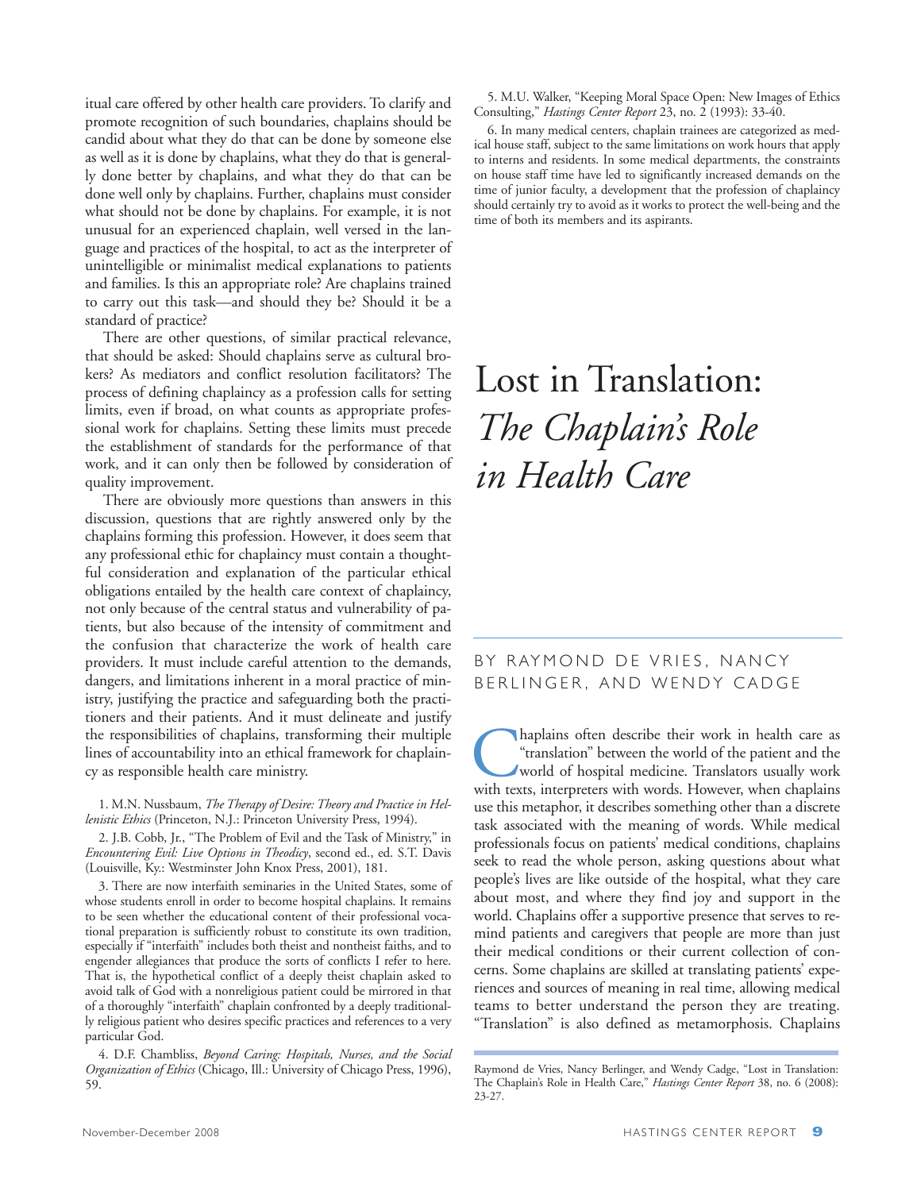itual care offered by other health care providers. To clarify and promote recognition of such boundaries, chaplains should be candid about what they do that can be done by someone else as well as it is done by chaplains, what they do that is generally done better by chaplains, and what they do that can be done well only by chaplains. Further, chaplains must consider what should not be done by chaplains. For example, it is not unusual for an experienced chaplain, well versed in the language and practices of the hospital, to act as the interpreter of unintelligible or minimalist medical explanations to patients and families. Is this an appropriate role? Are chaplains trained to carry out this task—and should they be? Should it be a standard of practice?

There are other questions, of similar practical relevance, that should be asked: Should chaplains serve as cultural brokers? As mediators and conflict resolution facilitators? The process of defining chaplaincy as a profession calls for setting limits, even if broad, on what counts as appropriate professional work for chaplains. Setting these limits must precede the establishment of standards for the performance of that work, and it can only then be followed by consideration of quality improvement.

There are obviously more questions than answers in this discussion, questions that are rightly answered only by the chaplains forming this profession. However, it does seem that any professional ethic for chaplaincy must contain a thoughtful consideration and explanation of the particular ethical obligations entailed by the health care context of chaplaincy, not only because of the central status and vulnerability of patients, but also because of the intensity of commitment and the confusion that characterize the work of health care providers. It must include careful attention to the demands, dangers, and limitations inherent in a moral practice of ministry, justifying the practice and safeguarding both the practitioners and their patients. And it must delineate and justify the responsibilities of chaplains, transforming their multiple lines of accountability into an ethical framework for chaplaincy as responsible health care ministry.

1. M.N. Nussbaum, *The Therapy of Desire: Theory and Practice in Hellenistic Ethics* (Princeton, N.J.: Princeton University Press, 1994).

2. J.B. Cobb, Jr., "The Problem of Evil and the Task of Ministry," in *Encountering Evil: Live Options in Theodicy*, second ed., ed. S.T. Davis (Louisville, Ky.: Westminster John Knox Press, 2001), 181.

3. There are now interfaith seminaries in the United States, some of whose students enroll in order to become hospital chaplains. It remains to be seen whether the educational content of their professional vocational preparation is sufficiently robust to constitute its own tradition, especially if "interfaith" includes both theist and nontheist faiths, and to engender allegiances that produce the sorts of conflicts I refer to here. That is, the hypothetical conflict of a deeply theist chaplain asked to avoid talk of God with a nonreligious patient could be mirrored in that of a thoroughly "interfaith" chaplain confronted by a deeply traditionally religious patient who desires specific practices and references to a very particular God.

4. D.F. Chambliss, *Beyond Caring: Hospitals, Nurses, and the Social Organization of Ethics* (Chicago, Ill.: University of Chicago Press, 1996), 59.

5. M.U. Walker, "Keeping Moral Space Open: New Images of Ethics Consulting," *Hastings Center Report* 23, no. 2 (1993): 33-40.

6. In many medical centers, chaplain trainees are categorized as medical house staff, subject to the same limitations on work hours that apply to interns and residents. In some medical departments, the constraints on house staff time have led to significantly increased demands on the time of junior faculty, a development that the profession of chaplaincy should certainly try to avoid as it works to protect the well-being and the time of both its members and its aspirants.

# Lost in Translation: *The Chaplain's Role in Health Care*

BY RAYMOND DE VRIES, NANCY BERLINGER, AND WENDY CADGE

Chaplains often describe their work in health care as "translation" between the world of the patient and the world of hospital medicine. Translators usually work with texts, interpreters with words. However, when chaplains use this metaphor, it describes something other than a discrete task associated with the meaning of words. While medical professionals focus on patients' medical conditions, chaplains seek to read the whole person, asking questions about what people's lives are like outside of the hospital, what they care about most, and where they find joy and support in the world. Chaplains offer a supportive presence that serves to remind patients and caregivers that people are more than just their medical conditions or their current collection of concerns. Some chaplains are skilled at translating patients' experiences and sources of meaning in real time, allowing medical teams to better understand the person they are treating. "Translation" is also defined as metamorphosis. Chaplains

Raymond de Vries, Nancy Berlinger, and Wendy Cadge, "Lost in Translation: The Chaplain's Role in Health Care," *Hastings Center Report* 38, no. 6 (2008): 23-27.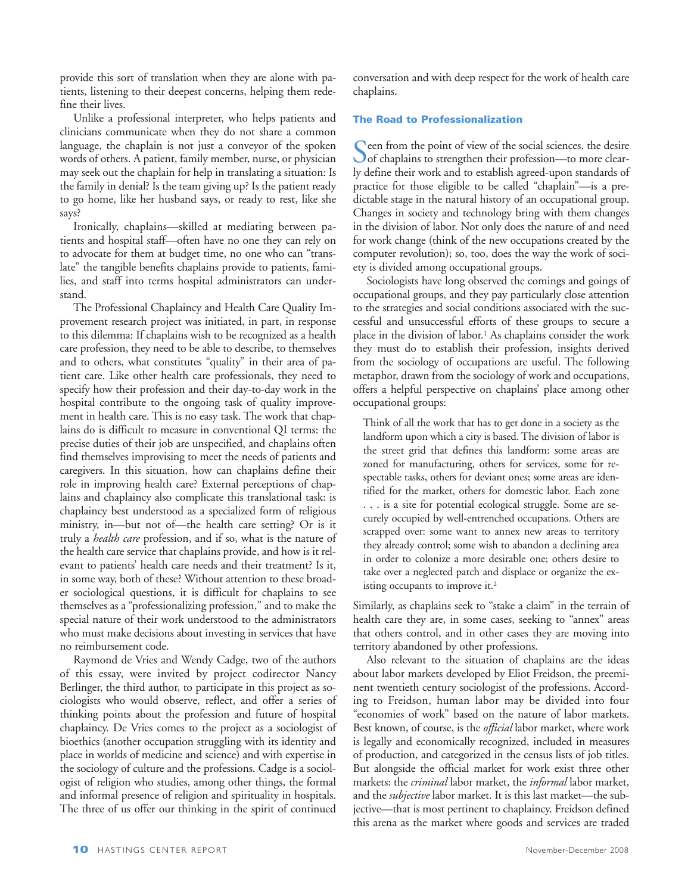provide this sort of translation when they are alone with patients, listening to their deepest concerns, helping them redefine their lives.

Unlike a professional interpreter, who helps patients and clinicians communicate when they do not share a common language, the chaplain is not just a conveyor of the spoken words of others. A patient, family member, nurse, or physician may seek out the chaplain for help in translating a situation: Is the family in denial? Is the team giving up? Is the patient ready to go home, like her husband says, or ready to rest, like she says?

Ironically, chaplains—skilled at mediating between patients and hospital staff—often have no one they can rely on to advocate for them at budget time, no one who can "translate" the tangible benefits chaplains provide to patients, families, and staff into terms hospital administrators can understand.

The Professional Chaplaincy and Health Care Quality Improvement research project was initiated, in part, in response to this dilemma: If chaplains wish to be recognized as a health care profession, they need to be able to describe, to themselves and to others, what constitutes "quality" in their area of patient care. Like other health care professionals, they need to specify how their profession and their day-to-day work in the hospital contribute to the ongoing task of quality improvement in health care. This is no easy task. The work that chaplains do is difficult to measure in conventional QI terms: the precise duties of their job are unspecified, and chaplains often find themselves improvising to meet the needs of patients and caregivers. In this situation, how can chaplains define their role in improving health care? External perceptions of chaplains and chaplaincy also complicate this translational task: is chaplaincy best understood as a specialized form of religious ministry, in—but not of—the health care setting? Or is it truly a *health care* profession, and if so, what is the nature of the health care service that chaplains provide, and how is it relevant to patients' health care needs and their treatment? Is it, in some way, both of these? Without attention to these broader sociological questions, it is difficult for chaplains to see themselves as a "professionalizing profession," and to make the special nature of their work understood to the administrators who must make decisions about investing in services that have no reimbursement code.

Raymond de Vries and Wendy Cadge, two of the authors of this essay, were invited by project codirector Nancy Berlinger, the third author, to participate in this project as sociologists who would observe, reflect, and offer a series of thinking points about the profession and future of hospital chaplaincy. De Vries comes to the project as a sociologist of bioethics (another occupation struggling with its identity and place in worlds of medicine and science) and with expertise in the sociology of culture and the professions. Cadge is a sociologist of religion who studies, among other things, the formal and informal presence of religion and spirituality in hospitals. The three of us offer our thinking in the spirit of continued conversation and with deep respect for the work of health care chaplains.

## The Road to Professionalization

Seen from the point of view of the social sciences, the desire of chaplains to strengthen their profession—to more clearly define their work and to establish agreed-upon standards of practice for those eligible to be called "chaplain"—is a predictable stage in the natural history of an occupational group. Changes in society and technology bring with them changes in the division of labor. Not only does the nature of and need for work change (think of the new occupations created by the computer revolution); so, too, does the way the work of society is divided among occupational groups.

Sociologists have long observed the comings and goings of occupational groups, and they pay particularly close attention to the strategies and social conditions associated with the successful and unsuccessful efforts of these groups to secure a place in the division of labor.[1] As chaplains consider the work they must do to establish their profession, insights derived from the sociology of occupations are useful. The following metaphor, drawn from the sociology of work and occupations, offers a helpful perspective on chaplains' place among other occupational groups:

> Think of all the work that has to get done in a society as the landform upon which a city is based. The division of labor is the street grid that defines this landform: some areas are zoned for manufacturing, others for services, some for respectable tasks, others for deviant ones; some areas are identified for the market, others for domestic labor. Each zone . . . is a site for potential ecological struggle. Some are securely occupied by well-entrenched occupations. Others are scrapped over: some want to annex new areas to territory they already control; some wish to abandon a declining area in order to colonize a more desirable one; others desire to take over a neglected patch and displace or organize the existing occupants to improve it.[2]

Similarly, as chaplains seek to "stake a claim" in the terrain of health care they are, in some cases, seeking to "annex" areas that others control, and in other cases they are moving into territory abandoned by other professions.

Also relevant to the situation of chaplains are the ideas about labor markets developed by Eliot Freidson, the preeminent twentieth century sociologist of the professions. According to Freidson, human labor may be divided into four "economies of work" based on the nature of labor markets. Best known, of course, is the *official* labor market, where work is legally and economically recognized, included in measures of production, and categorized in the census lists of job titles. But alongside the official market for work exist three other markets: the *criminal* labor market, the *informal* labor market, and the *subjective* labor market. It is this last market—the subjective—that is most pertinent to chaplaincy. Freidson defined this arena as the market where goods and services are traded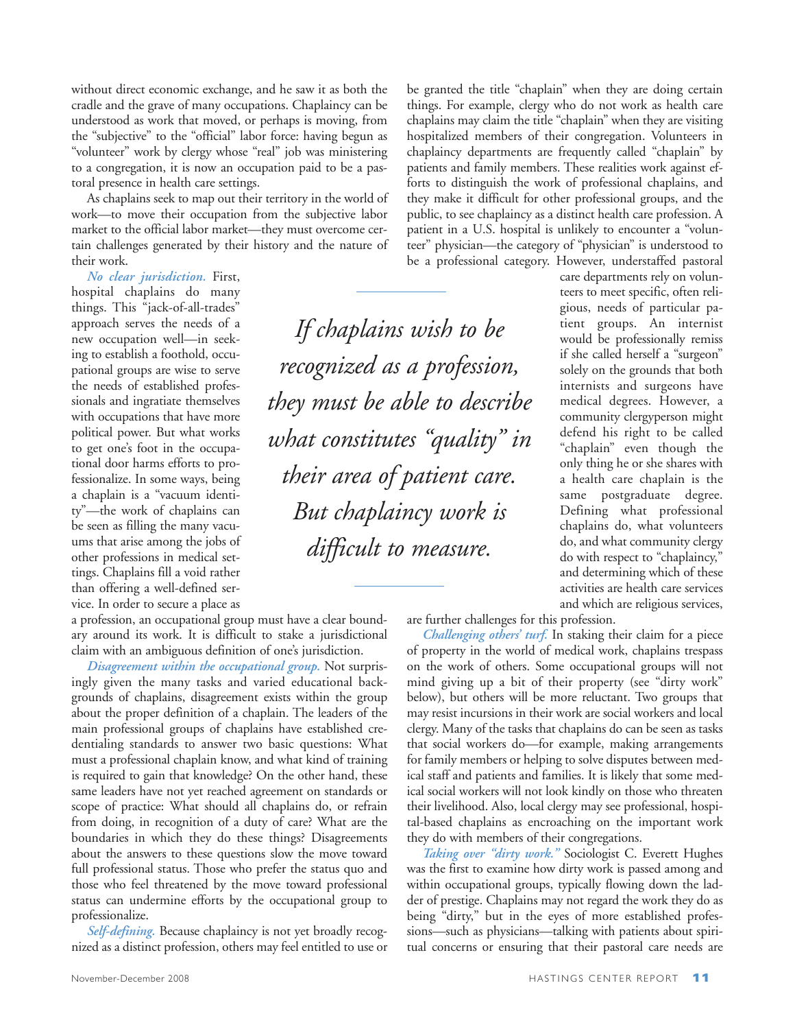without direct economic exchange, and he saw it as both the cradle and the grave of many occupations. Chaplaincy can be understood as work that moved, or perhaps is moving, from the "subjective" to the "official" labor force: having begun as "volunteer" work by clergy whose "real" job was ministering to a congregation, it is now an occupation paid to be a pastoral presence in health care settings.

As chaplains seek to map out their territory in the world of work—to move their occupation from the subjective labor market to the official labor market—they must overcome certain challenges generated by their history and the nature of their work.

*No clear jurisdiction.* First, hospital chaplains do many things. This "jack-of-all-trades" approach serves the needs of a new occupation well—in seeking to establish a foothold, occupational groups are wise to serve the needs of established professionals and ingratiate themselves with occupations that have more political power. But what works to get one's foot in the occupational door harms efforts to professionalize. In some ways, being a chaplain is a "vacuum identity"—the work of chaplains can be seen as filling the many vacuums that arise among the jobs of other professions in medical settings. Chaplains fill a void rather than offering a well-defined service. In order to secure a place as a profession, an occupational group must have a clear boundary around its work. It is difficult to stake a jurisdictional claim with an ambiguous definition of one's jurisdiction.

*Disagreement within the occupational group.* Not surprisingly given the many tasks and varied educational backgrounds of chaplains, disagreement exists within the group about the proper definition of a chaplain. The leaders of the main professional groups of chaplains have established credentialing standards to answer two basic questions: What must a professional chaplain know, and what kind of training is required to gain that knowledge? On the other hand, these same leaders have not yet reached agreement on standards or scope of practice: What should all chaplains do, or refrain from doing, in recognition of a duty of care? What are the boundaries in which they do these things? Disagreements about the answers to these questions slow the move toward full professional status. Those who prefer the status quo and those who feel threatened by the move toward professional status can undermine efforts by the occupational group to professionalize.

*Self-defining.* Because chaplaincy is not yet broadly recognized as a distinct profession, others may feel entitled to use or be granted the title "chaplain" when they are doing certain things. For example, clergy who do not work as health care chaplains may claim the title "chaplain" when they are visiting hospitalized members of their congregation. Volunteers in chaplaincy departments are frequently called "chaplain" by patients and family members. These realities work against efforts to distinguish the work of professional chaplains, and they make it difficult for other professional groups, and the public, to see chaplaincy as a distinct health care profession. A patient in a U.S. hospital is unlikely to encounter a "volunteer" physician—the category of "physician" is understood to be a professional category. However, understaffed pastoral care departments rely on volunteers to meet specific, often religious, needs of particular patient groups. An internist would be professionally remiss if she called herself a "surgeon" solely on the grounds that both internists and surgeons have medical degrees. However, a community clergyperson might defend his right to be called "chaplain" even though the only thing he or she shares with a health care chaplain is the same postgraduate degree. Defining what professional chaplains do, what volunteers do, and what community clergy do with respect to "chaplaincy," and determining which of these activities are health care services and which are religious services, are further challenges for this profession.

> *If chaplains wish to be recognized as a profession, they must be able to describe what constitutes "quality" in their area of patient care. But chaplaincy work is difficult to measure.*

*Challenging others' turf.* In staking their claim for a piece of property in the world of medical work, chaplains trespass on the work of others. Some occupational groups will not mind giving up a bit of their property (see "dirty work" below), but others will be more reluctant. Two groups that may resist incursions in their work are social workers and local clergy. Many of the tasks that chaplains do can be seen as tasks that social workers do—for example, making arrangements for family members or helping to solve disputes between medical staff and patients and families. It is likely that some medical social workers will not look kindly on those who threaten their livelihood. Also, local clergy may see professional, hospital-based chaplains as encroaching on the important work they do with members of their congregations.

*Taking over "dirty work."* Sociologist C. Everett Hughes was the first to examine how dirty work is passed among and within occupational groups, typically flowing down the ladder of prestige. Chaplains may not regard the work they do as being "dirty," but in the eyes of more established professions—such as physicians—talking with patients about spiritual concerns or ensuring that their pastoral care needs are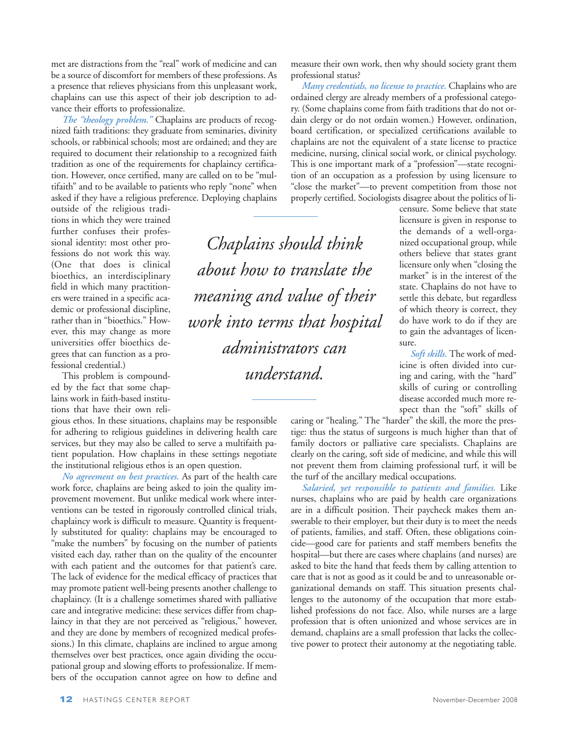met are distractions from the "real" work of medicine and can be a source of discomfort for members of these professions. As a presence that relieves physicians from this unpleasant work, chaplains can use this aspect of their job description to advance their efforts to professionalize.

*The "theology problem."* Chaplains are products of recognized faith traditions: they graduate from seminaries, divinity schools, or rabbinical schools; most are ordained; and they are required to document their relationship to a recognized faith tradition as one of the requirements for chaplaincy certification. However, once certified, many are called on to be "multifaith" and to be available to patients who reply "none" when asked if they have a religious preference. Deploying chaplains outside of the religious traditions in which they were trained further confuses their professional identity: most other professions do not work this way. (One that does is clinical bioethics, an interdisciplinary field in which many practitioners were trained in a specific academic or professional discipline, rather than in "bioethics." However, this may change as more universities offer bioethics degrees that can function as a professional credential.)

This problem is compounded by the fact that some chaplains work in faith-based institutions that have their own religious ethos. In these situations, chaplains may be responsible for adhering to religious guidelines in delivering health care services, but they may also be called to serve a multifaith patient population. How chaplains in these settings negotiate the institutional religious ethos is an open question.

*No agreement on best practices.* As part of the health care work force, chaplains are being asked to join the quality improvement movement. But unlike medical work where interventions can be tested in rigorously controlled clinical trials, chaplaincy work is difficult to measure. Quantity is frequently substituted for quality: chaplains may be encouraged to "make the numbers" by focusing on the number of patients visited each day, rather than on the quality of the encounter with each patient and the outcomes for that patient's care. The lack of evidence for the medical efficacy of practices that may promote patient well-being presents another challenge to chaplaincy. (It is a challenge sometimes shared with palliative care and integrative medicine: these services differ from chaplaincy in that they are not perceived as "religious," however, and they are done by members of recognized medical professions.) In this climate, chaplains are inclined to argue among themselves over best practices, once again dividing the occupational group and slowing efforts to professionalize. If members of the occupation cannot agree on how to define and measure their own work, then why should society grant them professional status?

*Many credentials, no license to practice.* Chaplains who are ordained clergy are already members of a professional category. (Some chaplains come from faith traditions that do not ordain clergy or do not ordain women.) However, ordination, board certification, or specialized certifications available to chaplains are not the equivalent of a state license to practice medicine, nursing, clinical social work, or clinical psychology. This is one important mark of a "profession"—state recognition of an occupation as a profession by using licensure to "close the market"—to prevent competition from those not properly certified. Sociologists disagree about the politics of licensure. Some believe that state licensure is given in response to the demands of a well-organized occupational group, while others believe that states grant licensure only when "closing the market" is in the interest of the state. Chaplains do not have to settle this debate, but regardless of which theory is correct, they do have work to do if they are to gain the advantages of licensure.

> *Chaplains should think about how to translate the meaning and value of their work into terms that hospital administrators can understand.*

*Soft skills.* The work of medicine is often divided into curing and caring, with the "hard" skills of curing or controlling disease accorded much more respect than the "soft" skills of caring or "healing." The "harder" the skill, the more the prestige: thus the status of surgeons is much higher than that of family doctors or palliative care specialists. Chaplains are clearly on the caring, soft side of medicine, and while this will not prevent them from claiming professional turf, it will be the turf of the ancillary medical occupations.

*Salaried, yet responsible to patients and families.* Like nurses, chaplains who are paid by health care organizations are in a difficult position. Their paycheck makes them answerable to their employer, but their duty is to meet the needs of patients, families, and staff. Often, these obligations coincide—good care for patients and staff members benefits the hospital—but there are cases where chaplains (and nurses) are asked to bite the hand that feeds them by calling attention to care that is not as good as it could be and to unreasonable organizational demands on staff. This situation presents challenges to the autonomy of the occupation that more established professions do not face. Also, while nurses are a large profession that is often unionized and whose services are in demand, chaplains are a small profession that lacks the collective power to protect their autonomy at the negotiating table.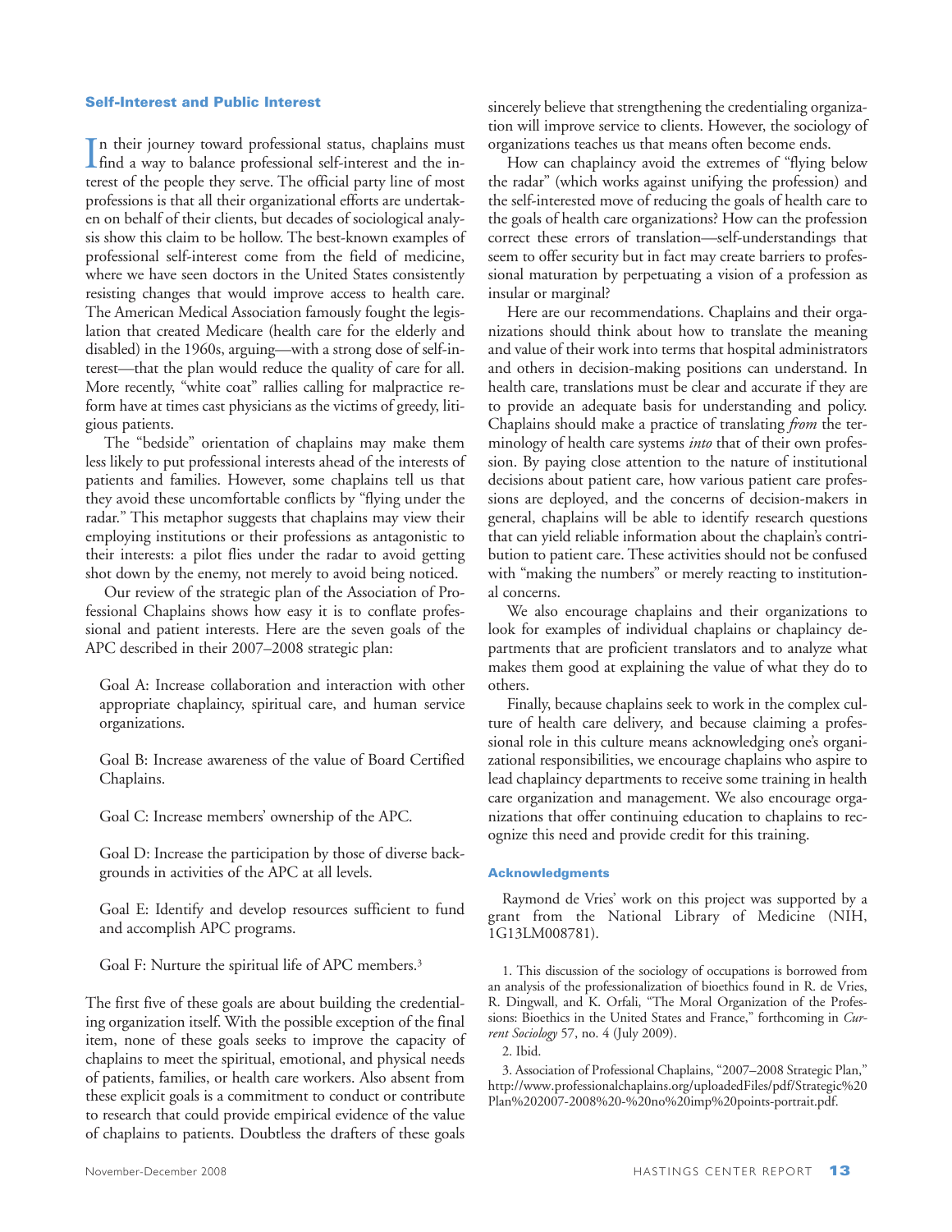### Self-Interest and Public Interest

In their journey toward professional status, chaplains must find a way to balance professional self-interest and the interest of the people they serve. The official party line of most professions is that all their organizational efforts are undertaken on behalf of their clients, but decades of sociological analysis show this claim to be hollow. The best-known examples of professional self-interest come from the field of medicine, where we have seen doctors in the United States consistently resisting changes that would improve access to health care. The American Medical Association famously fought the legislation that created Medicare (health care for the elderly and disabled) in the 1960s, arguing—with a strong dose of self-interest—that the plan would reduce the quality of care for all. More recently, "white coat" rallies calling for malpractice reform have at times cast physicians as the victims of greedy, litigious patients.

The "bedside" orientation of chaplains may make them less likely to put professional interests ahead of the interests of patients and families. However, some chaplains tell us that they avoid these uncomfortable conflicts by "flying under the radar." This metaphor suggests that chaplains may view their employing institutions or their professions as antagonistic to their interests: a pilot flies under the radar to avoid getting shot down by the enemy, not merely to avoid being noticed.

Our review of the strategic plan of the Association of Professional Chaplains shows how easy it is to conflate professional and patient interests. Here are the seven goals of the APC described in their 2007–2008 strategic plan:

> Goal A: Increase collaboration and interaction with other appropriate chaplaincy, spiritual care, and human service organizations.
>
> Goal B: Increase awareness of the value of Board Certified Chaplains.
>
> Goal C: Increase members' ownership of the APC.
>
> Goal D: Increase the participation by those of diverse backgrounds in activities of the APC at all levels.
>
> Goal E: Identify and develop resources sufficient to fund and accomplish APC programs.
>
> Goal F: Nurture the spiritual life of APC members.[3]

The first five of these goals are about building the credentialing organization itself. With the possible exception of the final item, none of these goals seeks to improve the capacity of chaplains to meet the spiritual, emotional, and physical needs of patients, families, or health care workers. Also absent from these explicit goals is a commitment to conduct or contribute to research that could provide empirical evidence of the value of chaplains to patients. Doubtless the drafters of these goals sincerely believe that strengthening the credentialing organization will improve service to clients. However, the sociology of organizations teaches us that means often become ends.

How can chaplaincy avoid the extremes of "flying below the radar" (which works against unifying the profession) and the self-interested move of reducing the goals of health care to the goals of health care organizations? How can the profession correct these errors of translation—self-understandings that seem to offer security but in fact may create barriers to professional maturation by perpetuating a vision of a profession as insular or marginal?

Here are our recommendations. Chaplains and their organizations should think about how to translate the meaning and value of their work into terms that hospital administrators and others in decision-making positions can understand. In health care, translations must be clear and accurate if they are to provide an adequate basis for understanding and policy. Chaplains should make a practice of translating *from* the terminology of health care systems *into* that of their own profession. By paying close attention to the nature of institutional decisions about patient care, how various patient care professions are deployed, and the concerns of decision-makers in general, chaplains will be able to identify research questions that can yield reliable information about the chaplain's contribution to patient care. These activities should not be confused with "making the numbers" or merely reacting to institutional concerns.

We also encourage chaplains and their organizations to look for examples of individual chaplains or chaplaincy departments that are proficient translators and to analyze what makes them good at explaining the value of what they do to others.

Finally, because chaplains seek to work in the complex culture of health care delivery, and because claiming a professional role in this culture means acknowledging one's organizational responsibilities, we encourage chaplains who aspire to lead chaplaincy departments to receive some training in health care organization and management. We also encourage organizations that offer continuing education to chaplains to recognize this need and provide credit for this training.

### Acknowledgments

Raymond de Vries' work on this project was supported by a grant from the National Library of Medicine (NIH, 1G13LM008781).

1. This discussion of the sociology of occupations is borrowed from an analysis of the professionalization of bioethics found in R. de Vries, R. Dingwall, and K. Orfali, "The Moral Organization of the Professions: Bioethics in the United States and France," forthcoming in *Current Sociology* 57, no. 4 (July 2009).

2. Ibid.

3. Association of Professional Chaplains, "2007–2008 Strategic Plan," http://www.professionalchaplains.org/uploadedFiles/pdf/Strategic%20Plan%202007-2008%20-%20no%20imp%20points-portrait.pdf.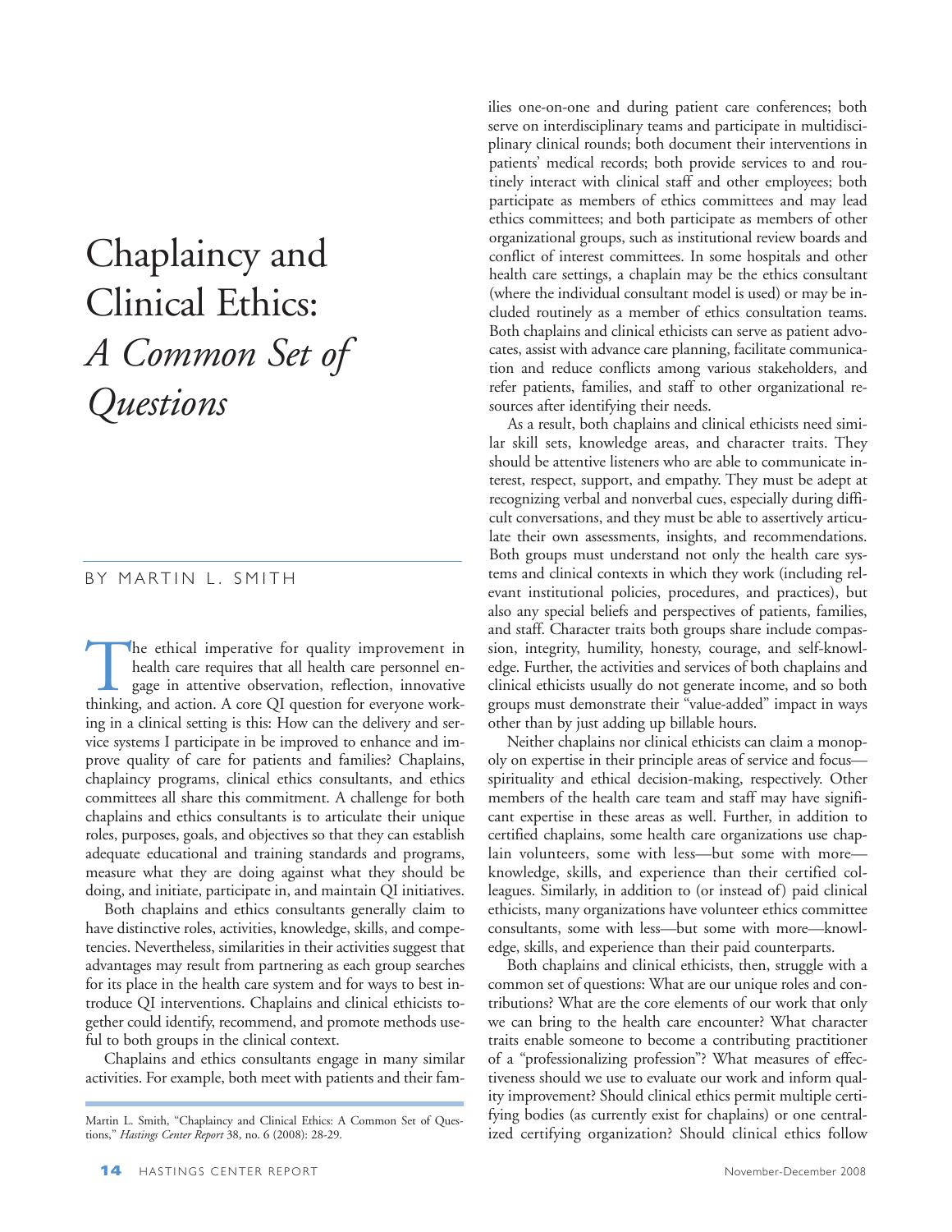# Chaplaincy and Clinical Ethics: *A Common Set of Questions*

BY MARTIN L. SMITH

The ethical imperative for quality improvement in health care requires that all health care personnel engage in attentive observation, reflection, innovative thinking, and action. A core QI question for everyone working in a clinical setting is this: How can the delivery and service systems I participate in be improved to enhance and improve quality of care for patients and families? Chaplains, chaplaincy programs, clinical ethics consultants, and ethics committees all share this commitment. A challenge for both chaplains and ethics consultants is to articulate their unique roles, purposes, goals, and objectives so that they can establish adequate educational and training standards and programs, measure what they are doing against what they should be doing, and initiate, participate in, and maintain QI initiatives.

Both chaplains and ethics consultants generally claim to have distinctive roles, activities, knowledge, skills, and competencies. Nevertheless, similarities in their activities suggest that advantages may result from partnering as each group searches for its place in the health care system and for ways to best introduce QI interventions. Chaplains and clinical ethicists together could identify, recommend, and promote methods useful to both groups in the clinical context.

Chaplains and ethics consultants engage in many similar activities. For example, both meet with patients and their families one-on-one and during patient care conferences; both serve on interdisciplinary teams and participate in multidisciplinary clinical rounds; both document their interventions in patients' medical records; both provide services to and routinely interact with clinical staff and other employees; both participate as members of ethics committees and may lead ethics committees; and both participate as members of other organizational groups, such as institutional review boards and conflict of interest committees. In some hospitals and other health care settings, a chaplain may be the ethics consultant (where the individual consultant model is used) or may be included routinely as a member of ethics consultation teams. Both chaplains and clinical ethicists can serve as patient advocates, assist with advance care planning, facilitate communication and reduce conflicts among various stakeholders, and refer patients, families, and staff to other organizational resources after identifying their needs.

As a result, both chaplains and clinical ethicists need similar skill sets, knowledge areas, and character traits. They should be attentive listeners who are able to communicate interest, respect, support, and empathy. They must be adept at recognizing verbal and nonverbal cues, especially during difficult conversations, and they must be able to assertively articulate their own assessments, insights, and recommendations. Both groups must understand not only the health care systems and clinical contexts in which they work (including relevant institutional policies, procedures, and practices), but also any special beliefs and perspectives of patients, families, and staff. Character traits both groups share include compassion, integrity, humility, honesty, courage, and self-knowledge. Further, the activities and services of both chaplains and clinical ethicists usually do not generate income, and so both groups must demonstrate their "value-added" impact in ways other than by just adding up billable hours.

Neither chaplains nor clinical ethicists can claim a monopoly on expertise in their principle areas of service and focus—spirituality and ethical decision-making, respectively. Other members of the health care team and staff may have significant expertise in these areas as well. Further, in addition to certified chaplains, some health care organizations use chaplain volunteers, some with less—but some with more—knowledge, skills, and experience than their certified colleagues. Similarly, in addition to (or instead of) paid clinical ethicists, many organizations have volunteer ethics committee consultants, some with less—but some with more—knowledge, skills, and experience than their paid counterparts.

Both chaplains and clinical ethicists, then, struggle with a common set of questions: What are our unique roles and contributions? What are the core elements of our work that only we can bring to the health care encounter? What character traits enable someone to become a contributing practitioner of a "professionalizing profession"? What measures of effectiveness should we use to evaluate our work and inform quality improvement? Should clinical ethics permit multiple certifying bodies (as currently exist for chaplains) or one centralized certifying organization? Should clinical ethics follow

Martin L. Smith, "Chaplaincy and Clinical Ethics: A Common Set of Questions," *Hastings Center Report* 38, no. 6 (2008): 28-29.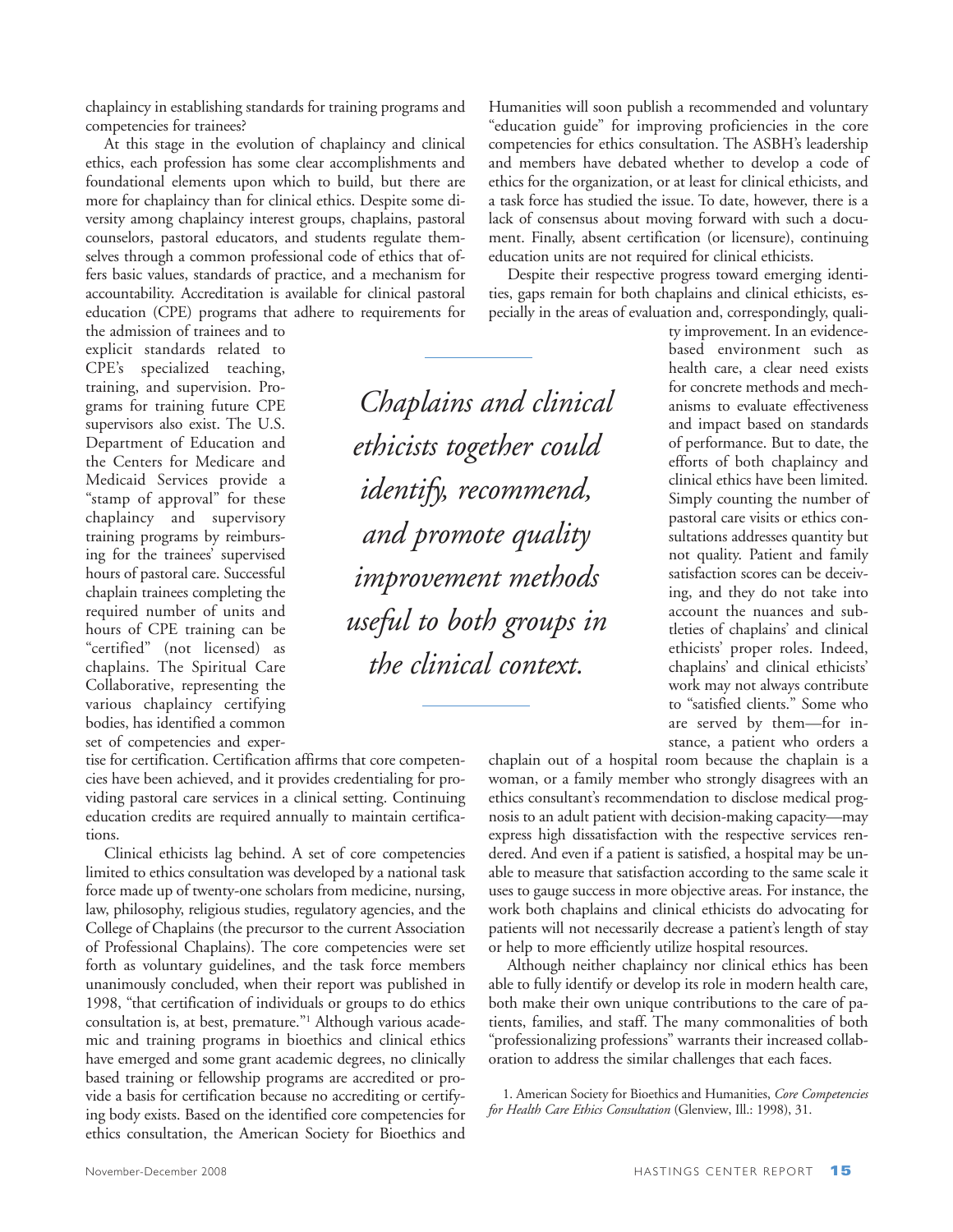chaplaincy in establishing standards for training programs and competencies for trainees?

At this stage in the evolution of chaplaincy and clinical ethics, each profession has some clear accomplishments and foundational elements upon which to build, but there are more for chaplaincy than for clinical ethics. Despite some diversity among chaplaincy interest groups, chaplains, pastoral counselors, pastoral educators, and students regulate themselves through a common professional code of ethics that offers basic values, standards of practice, and a mechanism for accountability. Accreditation is available for clinical pastoral education (CPE) programs that adhere to requirements for the admission of trainees and to explicit standards related to CPE's specialized teaching, training, and supervision. Programs for training future CPE supervisors also exist. The U.S. Department of Education and the Centers for Medicare and Medicaid Services provide a "stamp of approval" for these chaplaincy and supervisory training programs by reimbursing for the trainees' supervised hours of pastoral care. Successful chaplain trainees completing the required number of units and hours of CPE training can be "certified" (not licensed) as chaplains. The Spiritual Care Collaborative, representing the various chaplaincy certifying bodies, has identified a common set of competencies and expertise for certification. Certification affirms that core competencies have been achieved, and it provides credentialing for providing pastoral care services in a clinical setting. Continuing education credits are required annually to maintain certifications.

Clinical ethicists lag behind. A set of core competencies limited to ethics consultation was developed by a national task force made up of twenty-one scholars from medicine, nursing, law, philosophy, religious studies, regulatory agencies, and the College of Chaplains (the precursor to the current Association of Professional Chaplains). The core competencies were set forth as voluntary guidelines, and the task force members unanimously concluded, when their report was published in 1998, "that certification of individuals or groups to do ethics consultation is, at best, premature."[1] Although various academic and training programs in bioethics and clinical ethics have emerged and some grant academic degrees, no clinically based training or fellowship programs are accredited or provide a basis for certification because no accrediting or certifying body exists. Based on the identified core competencies for ethics consultation, the American Society for Bioethics and Humanities will soon publish a recommended and voluntary "education guide" for improving proficiencies in the core competencies for ethics consultation. The ASBH's leadership and members have debated whether to develop a code of ethics for the organization, or at least for clinical ethicists, and a task force has studied the issue. To date, however, there is a lack of consensus about moving forward with such a document. Finally, absent certification (or licensure), continuing education units are not required for clinical ethicists.

Despite their respective progress toward emerging identities, gaps remain for both chaplains and clinical ethicists, especially in the areas of evaluation and, correspondingly, quality improvement. In an evidence-based environment such as health care, a clear need exists for concrete methods and mechanisms to evaluate effectiveness and impact based on standards of performance. But to date, the efforts of both chaplaincy and clinical ethics have been limited. Simply counting the number of pastoral care visits or ethics consultations addresses quantity but not quality. Patient and family satisfaction scores can be deceiving, and they do not take into account the nuances and subtleties of chaplains' and clinical ethicists' proper roles. Indeed, chaplains' and clinical ethicists' work may not always contribute to "satisfied clients." Some who are served by them—for instance, a patient who orders a chaplain out of a hospital room because the chaplain is a woman, or a family member who strongly disagrees with an ethics consultant's recommendation to disclose medical prognosis to an adult patient with decision-making capacity—may express high dissatisfaction with the respective services rendered. And even if a patient is satisfied, a hospital may be unable to measure that satisfaction according to the same scale it uses to gauge success in more objective areas. For instance, the work both chaplains and clinical ethicists do advocating for patients will not necessarily decrease a patient's length of stay or help to more efficiently utilize hospital resources.

*Chaplains and clinical ethicists together could identify, recommend, and promote quality improvement methods useful to both groups in the clinical context.*

Although neither chaplaincy nor clinical ethics has been able to fully identify or develop its role in modern health care, both make their own unique contributions to the care of patients, families, and staff. The many commonalities of both "professionalizing professions" warrants their increased collaboration to address the similar challenges that each faces.

1. American Society for Bioethics and Humanities, *Core Competencies for Health Care Ethics Consultation* (Glenview, Ill.: 1998), 31.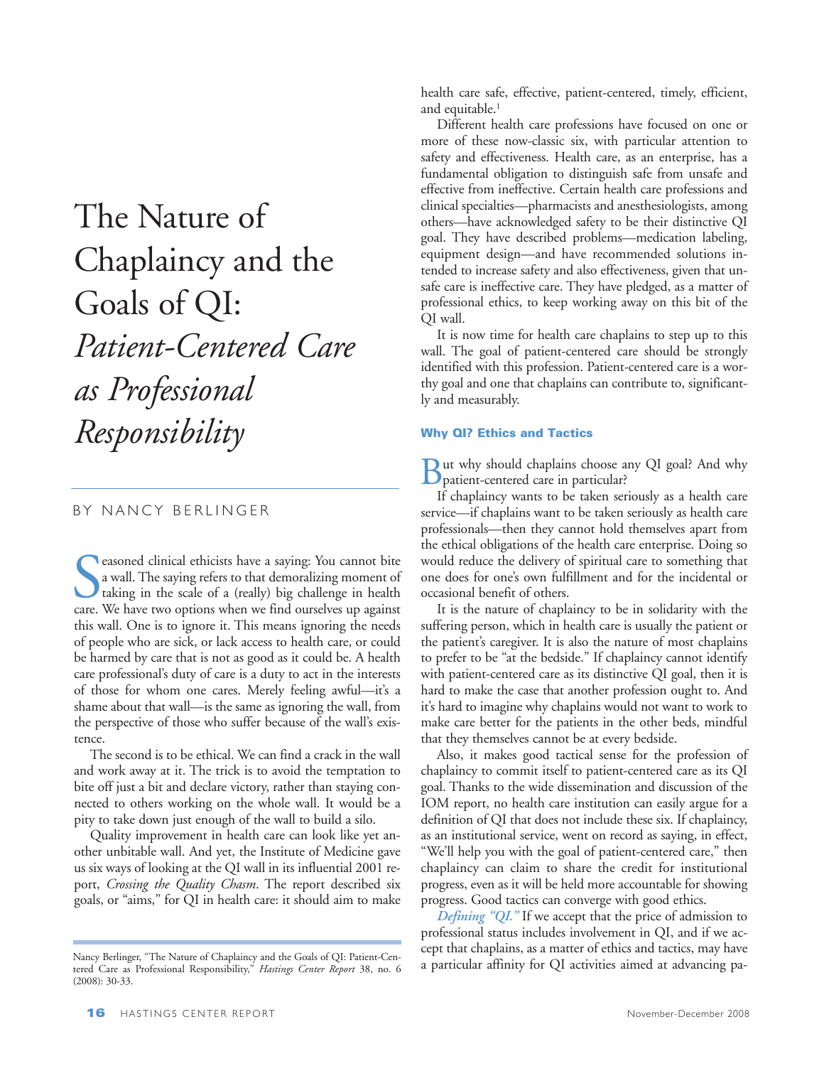# The Nature of Chaplaincy and the Goals of QI: *Patient-Centered Care as Professional Responsibility*

BY NANCY BERLINGER

Seasoned clinical ethicists have a saying: You cannot bite a wall. The saying refers to that demoralizing moment of taking in the scale of a (really) big challenge in health care. We have two options when we find ourselves up against this wall. One is to ignore it. This means ignoring the needs of people who are sick, or lack access to health care, or could be harmed by care that is not as good as it could be. A health care professional's duty of care is a duty to act in the interests of those for whom one cares. Merely feeling awful—it's a shame about that wall—is the same as ignoring the wall, from the perspective of those who suffer because of the wall's existence.

The second is to be ethical. We can find a crack in the wall and work away at it. The trick is to avoid the temptation to bite off just a bit and declare victory, rather than staying connected to others working on the whole wall. It would be a pity to take down just enough of the wall to build a silo.

Quality improvement in health care can look like yet another unbitable wall. And yet, the Institute of Medicine gave us six ways of looking at the QI wall in its influential 2001 report, *Crossing the Quality Chasm*. The report described six goals, or "aims," for QI in health care: it should aim to make health care safe, effective, patient-centered, timely, efficient, and equitable.[1]

Different health care professions have focused on one or more of these now-classic six, with particular attention to safety and effectiveness. Health care, as an enterprise, has a fundamental obligation to distinguish safe from unsafe and effective from ineffective. Certain health care professions and clinical specialties—pharmacists and anesthesiologists, among others—have acknowledged safety to be their distinctive QI goal. They have described problems—medication labeling, equipment design—and have recommended solutions intended to increase safety and also effectiveness, given that unsafe care is ineffective care. They have pledged, as a matter of professional ethics, to keep working away on this bit of the QI wall.

It is now time for health care chaplains to step up to this wall. The goal of patient-centered care should be strongly identified with this profession. Patient-centered care is a worthy goal and one that chaplains can contribute to, significantly and measurably.

## Why QI? Ethics and Tactics

But why should chaplains choose any QI goal? And why patient-centered care in particular?

If chaplaincy wants to be taken seriously as a health care service—if chaplains want to be taken seriously as health care professionals—then they cannot hold themselves apart from the ethical obligations of the health care enterprise. Doing so would reduce the delivery of spiritual care to something that one does for one's own fulfillment and for the incidental or occasional benefit of others.

It is the nature of chaplaincy to be in solidarity with the suffering person, which in health care is usually the patient or the patient's caregiver. It is also the nature of most chaplains to prefer to be "at the bedside." If chaplaincy cannot identify with patient-centered care as its distinctive QI goal, then it is hard to make the case that another profession ought to. And it's hard to imagine why chaplains would not want to work to make care better for the patients in the other beds, mindful that they themselves cannot be at every bedside.

Also, it makes good tactical sense for the profession of chaplaincy to commit itself to patient-centered care as its QI goal. Thanks to the wide dissemination and discussion of the IOM report, no health care institution can easily argue for a definition of QI that does not include these six. If chaplaincy, as an institutional service, went on record as saying, in effect, "We'll help you with the goal of patient-centered care," then chaplaincy can claim to share the credit for institutional progress, even as it will be held more accountable for showing progress. Good tactics can converge with good ethics.

*Defining "QI."* If we accept that the price of admission to professional status includes involvement in QI, and if we accept that chaplains, as a matter of ethics and tactics, may have a particular affinity for QI activities aimed at advancing pa-

Nancy Berlinger, "The Nature of Chaplaincy and the Goals of QI: Patient-Centered Care as Professional Responsibility," *Hastings Center Report* 38, no. 6 (2008): 30-33.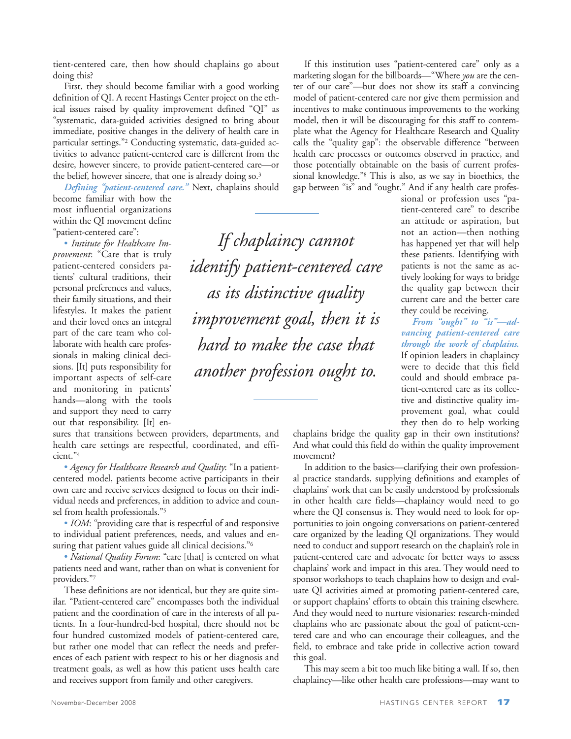tient-centered care, then how should chaplains go about doing this?

First, they should become familiar with a good working definition of QI. A recent Hastings Center project on the ethical issues raised by quality improvement defined "QI" as "systematic, data-guided activities designed to bring about immediate, positive changes in the delivery of health care in particular settings."[2] Conducting systematic, data-guided activities to advance patient-centered care is different from the desire, however sincere, to provide patient-centered care—or the belief, however sincere, that one is already doing so.[3]

*Defining "patient-centered care."* Next, chaplains should become familiar with how the most influential organizations within the QI movement define "patient-centered care":

- *Institute for Healthcare Improvement*: "Care that is truly patient-centered considers patients' cultural traditions, their personal preferences and values, their family situations, and their lifestyles. It makes the patient and their loved ones an integral part of the care team who collaborate with health care professionals in making clinical decisions. [It] puts responsibility for important aspects of self-care and monitoring in patients' hands—along with the tools and support they need to carry out that responsibility. [It] ensures that transitions between providers, departments, and health care settings are respectful, coordinated, and efficient."[4]
- *Agency for Healthcare Research and Quality*: "In a patient-centered model, patients become active participants in their own care and receive services designed to focus on their individual needs and preferences, in addition to advice and counsel from health professionals."[5]
- *IOM*: "providing care that is respectful of and responsive to individual patient preferences, needs, and values and ensuring that patient values guide all clinical decisions."[6]
- *National Quality Forum*: "care [that] is centered on what patients need and want, rather than on what is convenient for providers."[7]

These definitions are not identical, but they are quite similar. "Patient-centered care" encompasses both the individual patient and the coordination of care in the interests of all patients. In a four-hundred-bed hospital, there should not be four hundred customized models of patient-centered care, but rather one model that can reflect the needs and preferences of each patient with respect to his or her diagnosis and treatment goals, as well as how this patient uses health care and receives support from family and other caregivers.

If this institution uses "patient-centered care" only as a marketing slogan for the billboards—"Where *you* are the center of our care"—but does not show its staff a convincing model of patient-centered care nor give them permission and incentives to make continuous improvements to the working model, then it will be discouraging for this staff to contemplate what the Agency for Healthcare Research and Quality calls the "quality gap": the observable difference "between health care processes or outcomes observed in practice, and those potentially obtainable on the basis of current professional knowledge."[8] This is also, as we say in bioethics, the gap between "is" and "ought." And if any health care professional or profession uses "patient-centered care" to describe an attitude or aspiration, but not an action—then nothing has happened yet that will help these patients. Identifying with patients is not the same as actively looking for ways to bridge the quality gap between their current care and the better care they could be receiving.

> *If chaplaincy cannot identify patient-centered care as its distinctive quality improvement goal, then it is hard to make the case that another profession ought to.*

*From "ought" to "is"—advancing patient-centered care through the work of chaplains.* If opinion leaders in chaplaincy were to decide that this field could and should embrace patient-centered care as its collective and distinctive quality improvement goal, what could they then do to help working chaplains bridge the quality gap in their own institutions? And what could this field do within the quality improvement movement?

In addition to the basics—clarifying their own professional practice standards, supplying definitions and examples of chaplains' work that can be easily understood by professionals in other health care fields—chaplaincy would need to go where the QI consensus is. They would need to look for opportunities to join ongoing conversations on patient-centered care organized by the leading QI organizations. They would need to conduct and support research on the chaplain's role in patient-centered care and advocate for better ways to assess chaplains' work and impact in this area. They would need to sponsor workshops to teach chaplains how to design and evaluate QI activities aimed at promoting patient-centered care, or support chaplains' efforts to obtain this training elsewhere. And they would need to nurture visionaries: research-minded chaplains who are passionate about the goal of patient-centered care and who can encourage their colleagues, and the field, to embrace and take pride in collective action toward this goal.

This may seem a bit too much like biting a wall. If so, then chaplaincy—like other health care professions—may want to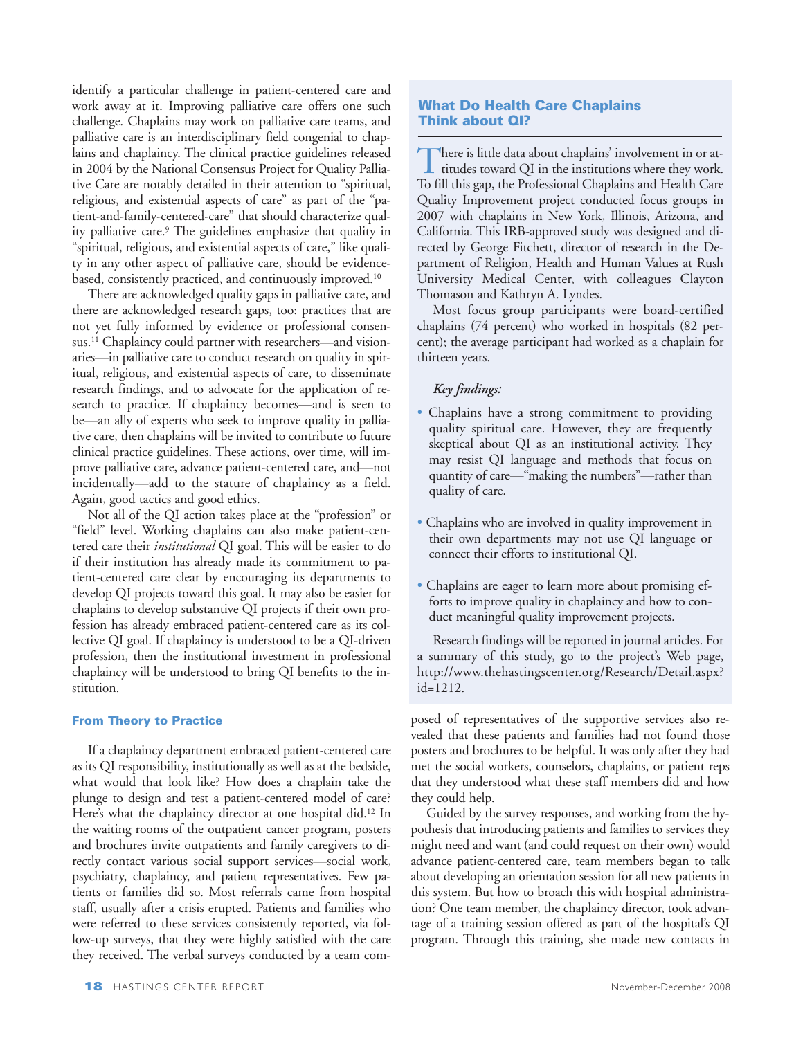identify a particular challenge in patient-centered care and work away at it. Improving palliative care offers one such challenge. Chaplains may work on palliative care teams, and palliative care is an interdisciplinary field congenial to chaplains and chaplaincy. The clinical practice guidelines released in 2004 by the National Consensus Project for Quality Palliative Care are notably detailed in their attention to "spiritual, religious, and existential aspects of care" as part of the "patient-and-family-centered-care" that should characterize quality palliative care.[9] The guidelines emphasize that quality in "spiritual, religious, and existential aspects of care," like quality in any other aspect of palliative care, should be evidence-based, consistently practiced, and continuously improved.[10]

There are acknowledged quality gaps in palliative care, and there are acknowledged research gaps, too: practices that are not yet fully informed by evidence or professional consensus.[11] Chaplaincy could partner with researchers—and visionaries—in palliative care to conduct research on quality in spiritual, religious, and existential aspects of care, to disseminate research findings, and to advocate for the application of research to practice. If chaplaincy becomes—and is seen to be—an ally of experts who seek to improve quality in palliative care, then chaplains will be invited to contribute to future clinical practice guidelines. These actions, over time, will improve palliative care, advance patient-centered care, and—not incidentally—add to the stature of chaplaincy as a field. Again, good tactics and good ethics.

Not all of the QI action takes place at the "profession" or "field" level. Working chaplains can also make patient-centered care their *institutional* QI goal. This will be easier to do if their institution has already made its commitment to patient-centered care clear by encouraging its departments to develop QI projects toward this goal. It may also be easier for chaplains to develop substantive QI projects if their own profession has already embraced patient-centered care as its collective QI goal. If chaplaincy is understood to be a QI-driven profession, then the institutional investment in professional chaplaincy will be understood to bring QI benefits to the institution.

### From Theory to Practice

If a chaplaincy department embraced patient-centered care as its QI responsibility, institutionally as well as at the bedside, what would that look like? How does a chaplain take the plunge to design and test a patient-centered model of care? Here's what the chaplaincy director at one hospital did.[12] In the waiting rooms of the outpatient cancer program, posters and brochures invite outpatients and family caregivers to directly contact various social support services—social work, psychiatry, chaplaincy, and patient representatives. Few patients or families did so. Most referrals came from hospital staff, usually after a crisis erupted. Patients and families who were referred to these services consistently reported, via follow-up surveys, that they were highly satisfied with the care they received. The verbal surveys conducted by a team composed of representatives of the supportive services also revealed that these patients and families had not found those posters and brochures to be helpful. It was only after they had met the social workers, counselors, chaplains, or patient reps that they understood what these staff members did and how they could help.

Guided by the survey responses, and working from the hypothesis that introducing patients and families to services they might need and want (and could request on their own) would advance patient-centered care, team members began to talk about developing an orientation session for all new patients in this system. But how to broach this with hospital administration? One team member, the chaplaincy director, took advantage of a training session offered as part of the hospital's QI program. Through this training, she made new contacts in

### What Do Health Care Chaplains Think about QI?

There is little data about chaplains' involvement in or attitudes toward QI in the institutions where they work. To fill this gap, the Professional Chaplains and Health Care Quality Improvement project conducted focus groups in 2007 with chaplains in New York, Illinois, Arizona, and California. This IRB-approved study was designed and directed by George Fitchett, director of research in the Department of Religion, Health and Human Values at Rush University Medical Center, with colleagues Clayton Thomason and Kathryn A. Lyndes.

Most focus group participants were board-certified chaplains (74 percent) who worked in hospitals (82 percent); the average participant had worked as a chaplain for thirteen years.

*Key findings:*

- Chaplains have a strong commitment to providing quality spiritual care. However, they are frequently skeptical about QI as an institutional activity. They may resist QI language and methods that focus on quantity of care—"making the numbers"—rather than quality of care.
- Chaplains who are involved in quality improvement in their own departments may not use QI language or connect their efforts to institutional QI.
- Chaplains are eager to learn more about promising efforts to improve quality in chaplaincy and how to conduct meaningful quality improvement projects.

Research findings will be reported in journal articles. For a summary of this study, go to the project's Web page, http://www.thehastingscenter.org/Research/Detail.aspx?id=1212.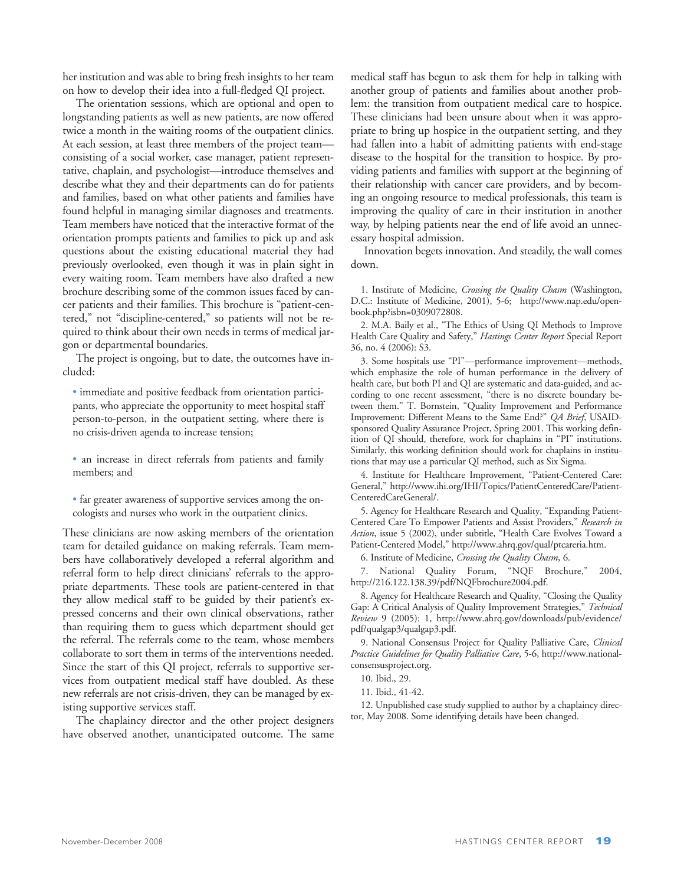her institution and was able to bring fresh insights to her team on how to develop their idea into a full-fledged QI project.

The orientation sessions, which are optional and open to longstanding patients as well as new patients, are now offered twice a month in the waiting rooms of the outpatient clinics. At each session, at least three members of the project team—consisting of a social worker, case manager, patient representative, chaplain, and psychologist—introduce themselves and describe what they and their departments can do for patients and families, based on what other patients and families have found helpful in managing similar diagnoses and treatments. Team members have noticed that the interactive format of the orientation prompts patients and families to pick up and ask questions about the existing educational material they had previously overlooked, even though it was in plain sight in every waiting room. Team members have also drafted a new brochure describing some of the common issues faced by cancer patients and their families. This brochure is "patient-centered," not "discipline-centered," so patients will not be required to think about their own needs in terms of medical jargon or departmental boundaries.

The project is ongoing, but to date, the outcomes have included:

- immediate and positive feedback from orientation participants, who appreciate the opportunity to meet hospital staff person-to-person, in the outpatient setting, where there is no crisis-driven agenda to increase tension;
- an increase in direct referrals from patients and family members; and
- far greater awareness of supportive services among the oncologists and nurses who work in the outpatient clinics.

These clinicians are now asking members of the orientation team for detailed guidance on making referrals. Team members have collaboratively developed a referral algorithm and referral form to help direct clinicians' referrals to the appropriate departments. These tools are patient-centered in that they allow medical staff to be guided by their patient's expressed concerns and their own clinical observations, rather than requiring them to guess which department should get the referral. The referrals come to the team, whose members collaborate to sort them in terms of the interventions needed. Since the start of this QI project, referrals to supportive services from outpatient medical staff have doubled. As these new referrals are not crisis-driven, they can be managed by existing supportive services staff.

The chaplaincy director and the other project designers have observed another, unanticipated outcome. The same medical staff has begun to ask them for help in talking with another group of patients and families about another problem: the transition from outpatient medical care to hospice. These clinicians had been unsure about when it was appropriate to bring up hospice in the outpatient setting, and they had fallen into a habit of admitting patients with end-stage disease to the hospital for the transition to hospice. By providing patients and families with support at the beginning of their relationship with cancer care providers, and by becoming an ongoing resource to medical professionals, this team is improving the quality of care in their institution in another way, by helping patients near the end of life avoid an unnecessary hospital admission.

Innovation begets innovation. And steadily, the wall comes down.

1. Institute of Medicine, *Crossing the Quality Chasm* (Washington, D.C.: Institute of Medicine, 2001), 5-6; http://www.nap.edu/openbook.php?isbn=0309072808.

2. M.A. Baily et al., "The Ethics of Using QI Methods to Improve Health Care Quality and Safety," *Hastings Center Report* Special Report 36, no. 4 (2006): S3.

3. Some hospitals use "PI"—performance improvement—methods, which emphasize the role of human performance in the delivery of health care, but both PI and QI are systematic and data-guided, and according to one recent assessment, "there is no discrete boundary between them." T. Bornstein, "Quality Improvement and Performance Improvement: Different Means to the Same End?" *QA Brief*, USAID-sponsored Quality Assurance Project, Spring 2001. This working definition of QI should, therefore, work for chaplains in "PI" institutions. Similarly, this working definition should work for chaplains in institutions that may use a particular QI method, such as Six Sigma.

4. Institute for Healthcare Improvement, "Patient-Centered Care: General," http://www.ihi.org/IHI/Topics/PatientCenteredCare/PatientCenteredCareGeneral/.

5. Agency for Healthcare Research and Quality, "Expanding Patient-Centered Care To Empower Patients and Assist Providers," *Research in Action*, issue 5 (2002), under subtitle, "Health Care Evolves Toward a Patient-Centered Model," http://www.ahrq.gov/qual/ptcareria.htm.

6. Institute of Medicine, *Crossing the Quality Chasm*, 6.

7. National Quality Forum, "NQF Brochure," 2004, http://216.122.138.39/pdf/NQFbrochure2004.pdf.

8. Agency for Healthcare Research and Quality, "Closing the Quality Gap: A Critical Analysis of Quality Improvement Strategies," *Technical Review* 9 (2005): 1, http://www.ahrq.gov/downloads/pub/evidence/pdf/qualgap3/qualgap3.pdf.

9. National Consensus Project for Quality Palliative Care, *Clinical Practice Guidelines for Quality Palliative Care*, 5-6, http://www.nationalconsensusproject.org.

10. Ibid., 29.

11. Ibid., 41-42.

12. Unpublished case study supplied to author by a chaplaincy director, May 2008. Some identifying details have been changed.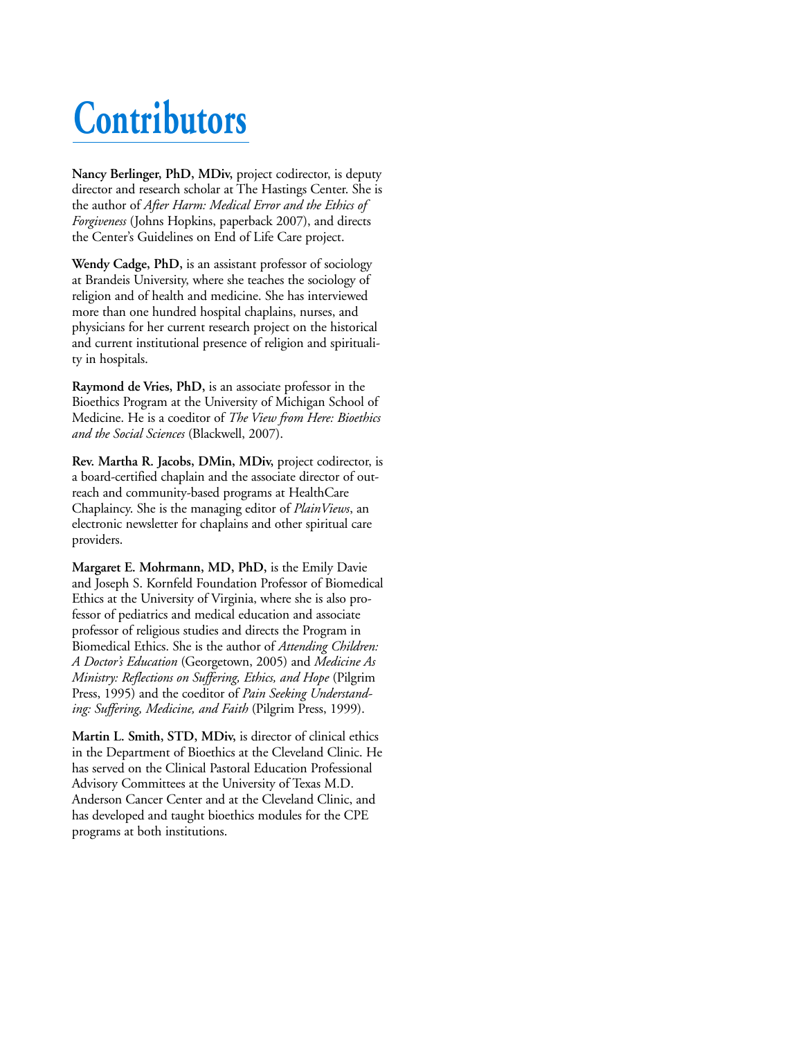# Contributors

**Nancy Berlinger, PhD, MDiv,** project codirector, is deputy director and research scholar at The Hastings Center. She is the author of *After Harm: Medical Error and the Ethics of Forgiveness* (Johns Hopkins, paperback 2007), and directs the Center's Guidelines on End of Life Care project.

**Wendy Cadge, PhD,** is an assistant professor of sociology at Brandeis University, where she teaches the sociology of religion and of health and medicine. She has interviewed more than one hundred hospital chaplains, nurses, and physicians for her current research project on the historical and current institutional presence of religion and spirituality in hospitals.

**Raymond de Vries, PhD,** is an associate professor in the Bioethics Program at the University of Michigan School of Medicine. He is a coeditor of *The View from Here: Bioethics and the Social Sciences* (Blackwell, 2007).

**Rev. Martha R. Jacobs, DMin, MDiv,** project codirector, is a board-certified chaplain and the associate director of outreach and community-based programs at HealthCare Chaplaincy. She is the managing editor of *PlainViews*, an electronic newsletter for chaplains and other spiritual care providers.

**Margaret E. Mohrmann, MD, PhD,** is the Emily Davie and Joseph S. Kornfeld Foundation Professor of Biomedical Ethics at the University of Virginia, where she is also professor of pediatrics and medical education and associate professor of religious studies and directs the Program in Biomedical Ethics. She is the author of *Attending Children: A Doctor's Education* (Georgetown, 2005) and *Medicine As Ministry: Reflections on Suffering, Ethics, and Hope* (Pilgrim Press, 1995) and the coeditor of *Pain Seeking Understanding: Suffering, Medicine, and Faith* (Pilgrim Press, 1999).

**Martin L. Smith, STD, MDiv,** is director of clinical ethics in the Department of Bioethics at the Cleveland Clinic. He has served on the Clinical Pastoral Education Professional Advisory Committees at the University of Texas M.D. Anderson Cancer Center and at the Cleveland Clinic, and has developed and taught bioethics modules for the CPE programs at both institutions.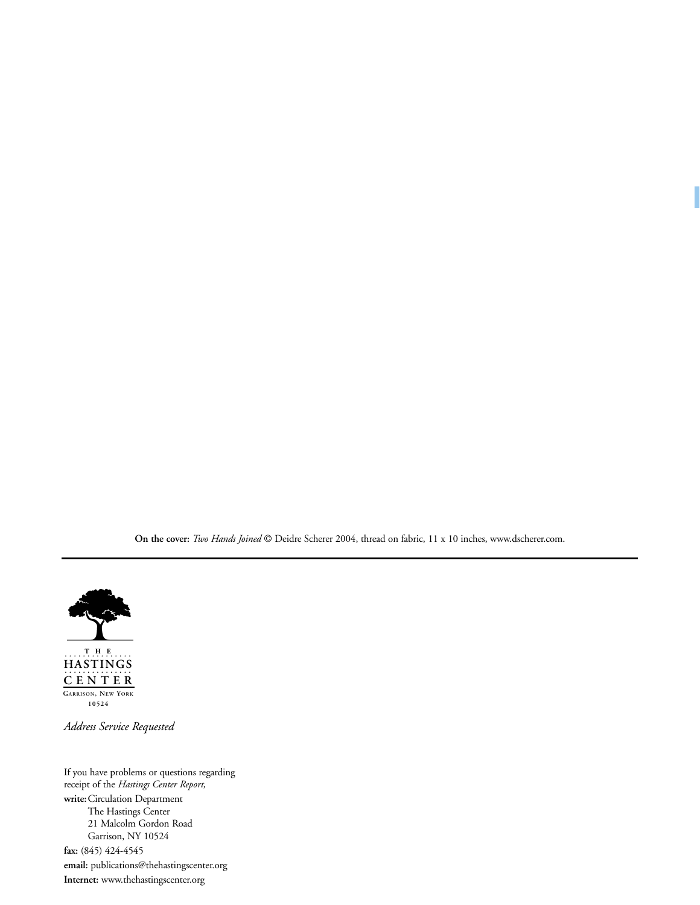**On the cover:** *Two Hands Joined* © Deidre Scherer 2004, thread on fabric, 11 x 10 inches, www.dscherer.com.

THE
HASTINGS
CENTER
GARRISON, NEW YORK
10524

*Address Service Requested*

If you have problems or questions regarding receipt of the *Hastings Center Report,*

**write:** Circulation Department
The Hastings Center
21 Malcolm Gordon Road
Garrison, NY 10524

**fax:** (845) 424-4545

**email:** publications@thehastingscenter.org

**Internet:** www.thehastingscenter.org